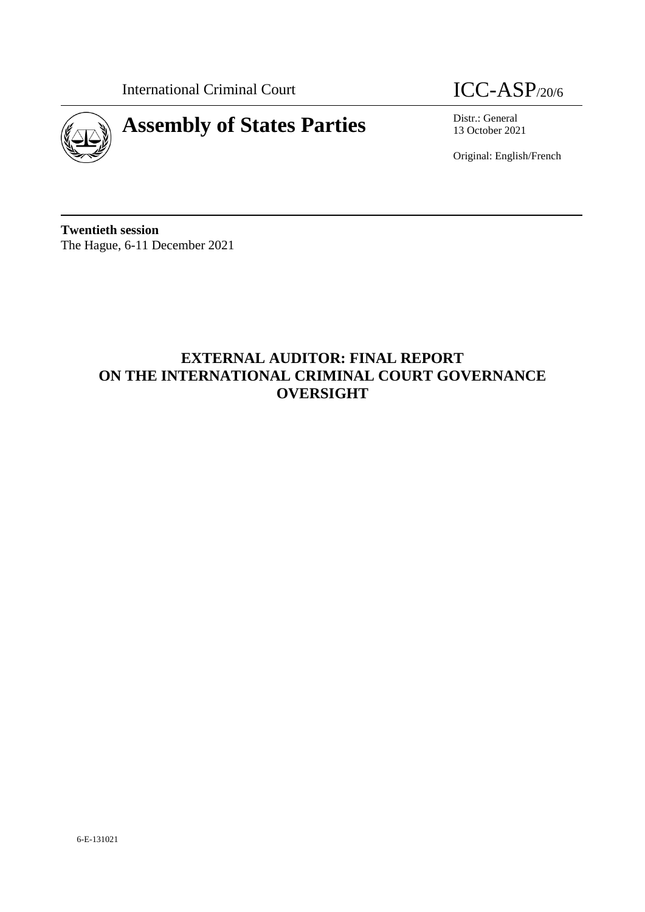International Criminal Court

# ICC-ASP/20/6

**Assembly of States Parties**

Distr.: General
13 October 2021

Original: English/French

**Twentieth session**
The Hague, 6-11 December 2021

## EXTERNAL AUDITOR: FINAL REPORT ON THE INTERNATIONAL CRIMINAL COURT GOVERNANCE OVERSIGHT

6-E-131021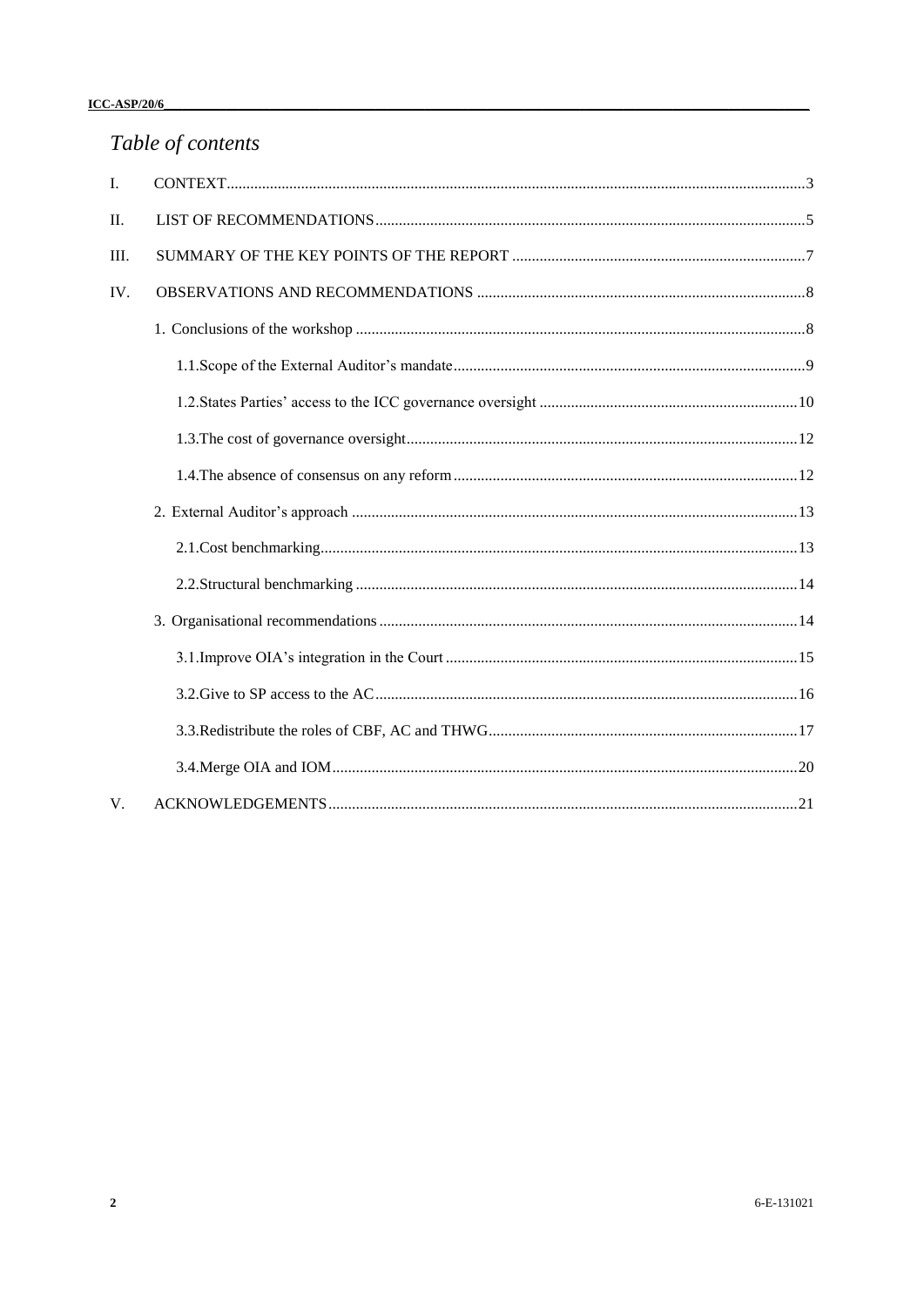# *Table of contents*

I. CONTEXT..........3

II. LIST OF RECOMMENDATIONS..........5

III. SUMMARY OF THE KEY POINTS OF THE REPORT..........7

IV. OBSERVATIONS AND RECOMMENDATIONS..........8

- 1. Conclusions of the workshop..........8
  - 1.1.Scope of the External Auditor's mandate..........9
  - 1.2.States Parties' access to the ICC governance oversight..........10
  - 1.3.The cost of governance oversight..........12
  - 1.4.The absence of consensus on any reform..........12
- 2. External Auditor's approach..........13
  - 2.1.Cost benchmarking..........13
  - 2.2.Structural benchmarking..........14
- 3. Organisational recommendations..........14
  - 3.1.Improve OIA's integration in the Court..........15
  - 3.2.Give to SP access to the AC..........16
  - 3.3.Redistribute the roles of CBF, AC and THWG..........17
  - 3.4.Merge OIA and IOM..........20

V. ACKNOWLEDGEMENTS..........21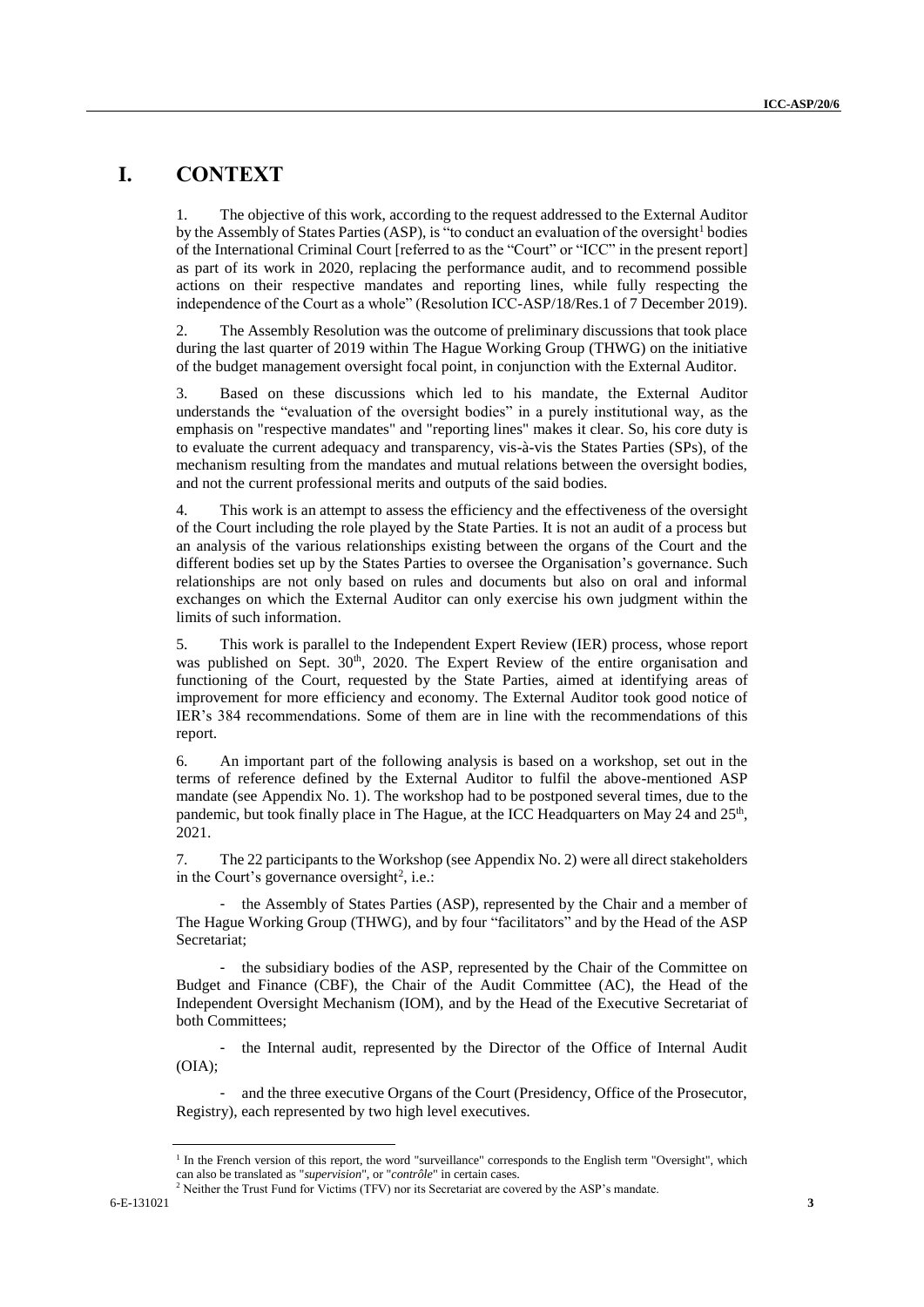# I. CONTEXT

1. The objective of this work, according to the request addressed to the External Auditor by the Assembly of States Parties (ASP), is "to conduct an evaluation of the oversight[1] bodies of the International Criminal Court [referred to as the "Court" or "ICC" in the present report] as part of its work in 2020, replacing the performance audit, and to recommend possible actions on their respective mandates and reporting lines, while fully respecting the independence of the Court as a whole" (Resolution ICC-ASP/18/Res.1 of 7 December 2019).

2. The Assembly Resolution was the outcome of preliminary discussions that took place during the last quarter of 2019 within The Hague Working Group (THWG) on the initiative of the budget management oversight focal point, in conjunction with the External Auditor.

3. Based on these discussions which led to his mandate, the External Auditor understands the "evaluation of the oversight bodies" in a purely institutional way, as the emphasis on "respective mandates" and "reporting lines" makes it clear. So, his core duty is to evaluate the current adequacy and transparency, vis-à-vis the States Parties (SPs), of the mechanism resulting from the mandates and mutual relations between the oversight bodies, and not the current professional merits and outputs of the said bodies.

4. This work is an attempt to assess the efficiency and the effectiveness of the oversight of the Court including the role played by the State Parties. It is not an audit of a process but an analysis of the various relationships existing between the organs of the Court and the different bodies set up by the States Parties to oversee the Organisation's governance. Such relationships are not only based on rules and documents but also on oral and informal exchanges on which the External Auditor can only exercise his own judgment within the limits of such information.

5. This work is parallel to the Independent Expert Review (IER) process, whose report was published on Sept. 30th, 2020. The Expert Review of the entire organisation and functioning of the Court, requested by the State Parties, aimed at identifying areas of improvement for more efficiency and economy. The External Auditor took good notice of IER's 384 recommendations. Some of them are in line with the recommendations of this report.

6. An important part of the following analysis is based on a workshop, set out in the terms of reference defined by the External Auditor to fulfil the above-mentioned ASP mandate (see Appendix No. 1). The workshop had to be postponed several times, due to the pandemic, but took finally place in The Hague, at the ICC Headquarters on May 24 and 25th, 2021.

7. The 22 participants to the Workshop (see Appendix No. 2) were all direct stakeholders in the Court's governance oversight[2], i.e.:

- the Assembly of States Parties (ASP), represented by the Chair and a member of The Hague Working Group (THWG), and by four "facilitators" and by the Head of the ASP Secretariat;
- the subsidiary bodies of the ASP, represented by the Chair of the Committee on Budget and Finance (CBF), the Chair of the Audit Committee (AC), the Head of the Independent Oversight Mechanism (IOM), and by the Head of the Executive Secretariat of both Committees;
- the Internal audit, represented by the Director of the Office of Internal Audit (OIA);
- and the three executive Organs of the Court (Presidency, Office of the Prosecutor, Registry), each represented by two high level executives.

---

[1] In the French version of this report, the word "surveillance" corresponds to the English term "Oversight", which can also be translated as "*supervision*", or "*contrôle*" in certain cases.

[2] Neither the Trust Fund for Victims (TFV) nor its Secretariat are covered by the ASP's mandate.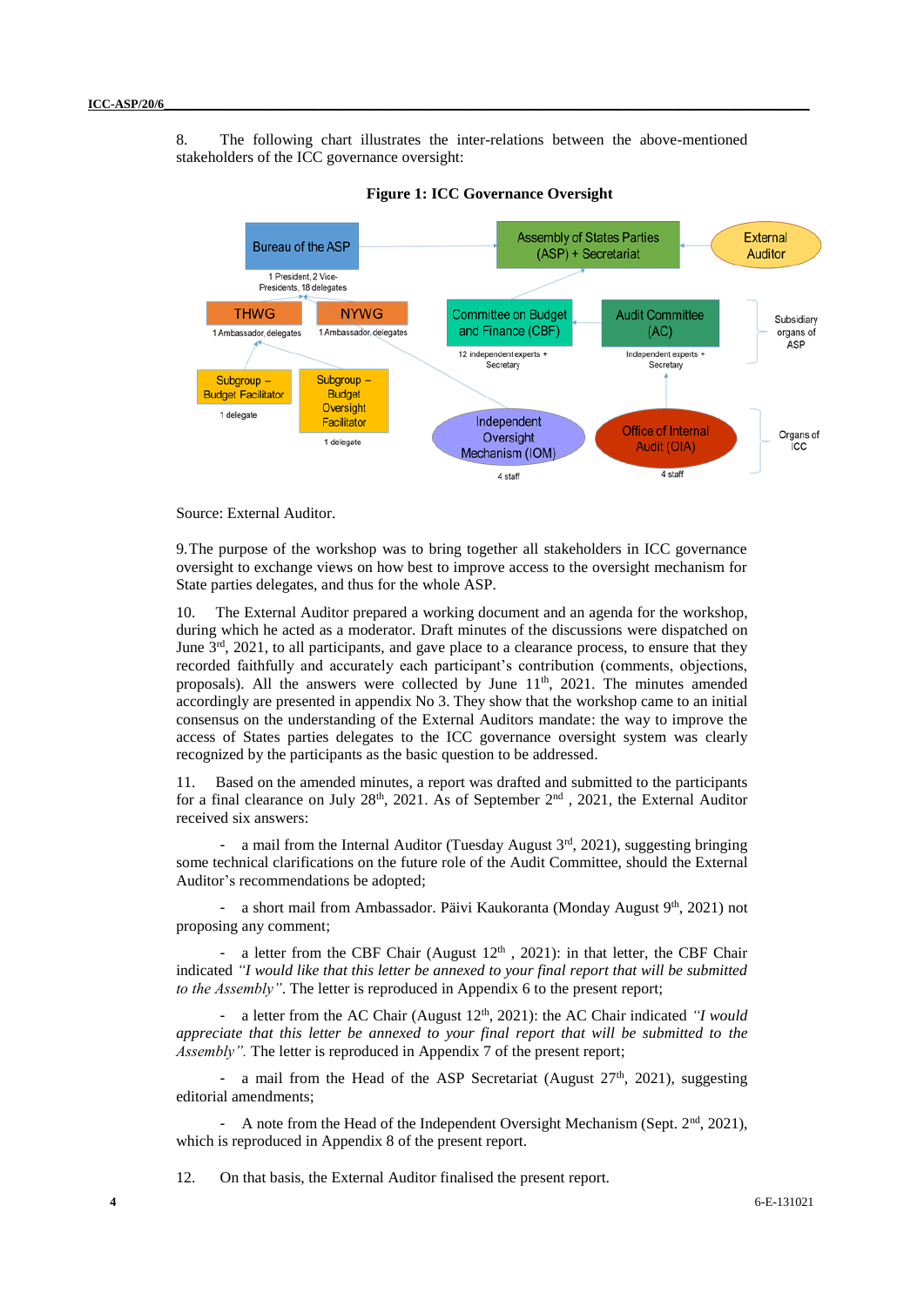8. The following chart illustrates the inter-relations between the above-mentioned stakeholders of the ICC governance oversight:

**Figure 1: ICC Governance Oversight**

Bureau of the ASP — 1 President, 2 Vice-Presidents, 18 delegates

Assembly of States Parties (ASP) + Secretariat

External Auditor

THWG — 1 Ambassador, delegates

NYWG — 1 Ambassador, delegates

Committee on Budget and Finance (CBF) — 12 independent experts + Secretary

Audit Committee (AC) — Independent experts + Secretary

Subsidiary organs of ASP

Subgroup – Budget Facilitator — 1 delegate

Subgroup – Budget Oversight Facilitator — 1 delegate

Independent Oversight Mechanism (IOM) — 4 staff

Office of Internal Audit (OIA) — 4 staff

Organs of ICC

Source: External Auditor.

9. The purpose of the workshop was to bring together all stakeholders in ICC governance oversight to exchange views on how best to improve access to the oversight mechanism for State parties delegates, and thus for the whole ASP.

10. The External Auditor prepared a working document and an agenda for the workshop, during which he acted as a moderator. Draft minutes of the discussions were dispatched on June 3rd, 2021, to all participants, and gave place to a clearance process, to ensure that they recorded faithfully and accurately each participant's contribution (comments, objections, proposals). All the answers were collected by June 11th, 2021. The minutes amended accordingly are presented in appendix No 3. They show that the workshop came to an initial consensus on the understanding of the External Auditors mandate: the way to improve the access of States parties delegates to the ICC governance oversight system was clearly recognized by the participants as the basic question to be addressed.

11. Based on the amended minutes, a report was drafted and submitted to the participants for a final clearance on July 28th, 2021. As of September 2nd , 2021, the External Auditor received six answers:

- a mail from the Internal Auditor (Tuesday August 3rd, 2021), suggesting bringing some technical clarifications on the future role of the Audit Committee, should the External Auditor's recommendations be adopted;

- a short mail from Ambassador. Päivi Kaukoranta (Monday August 9th, 2021) not proposing any comment;

- a letter from the CBF Chair (August 12th , 2021): in that letter, the CBF Chair indicated *"I would like that this letter be annexed to your final report that will be submitted to the Assembly"*. The letter is reproduced in Appendix 6 to the present report;

- a letter from the AC Chair (August 12th, 2021): the AC Chair indicated *"I would appreciate that this letter be annexed to your final report that will be submitted to the Assembly".* The letter is reproduced in Appendix 7 of the present report;

- a mail from the Head of the ASP Secretariat (August 27th, 2021), suggesting editorial amendments;

- A note from the Head of the Independent Oversight Mechanism (Sept. 2nd, 2021), which is reproduced in Appendix 8 of the present report.

12. On that basis, the External Auditor finalised the present report.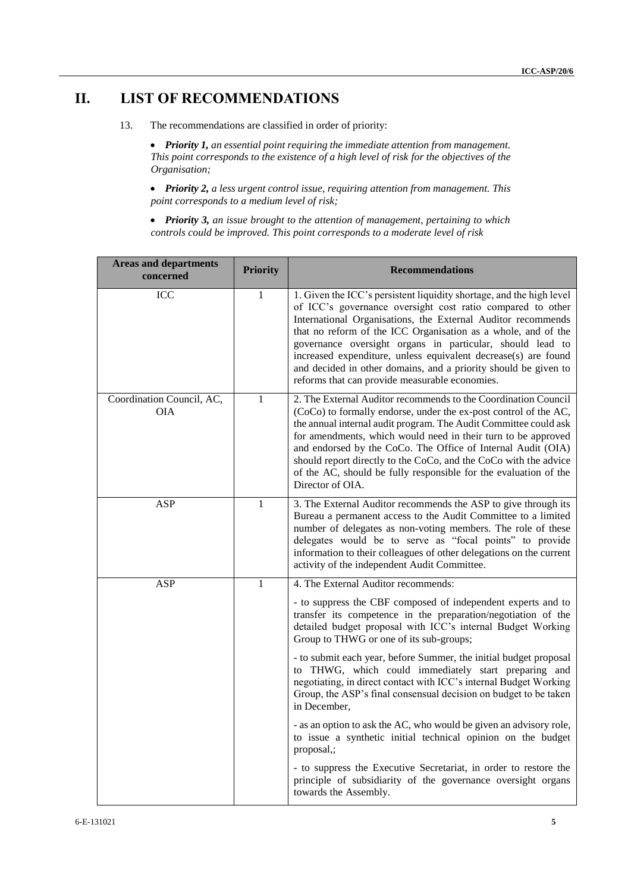# II. LIST OF RECOMMENDATIONS

13. The recommendations are classified in order of priority:

- ***Priority 1,*** *an essential point requiring the immediate attention from management. This point corresponds to the existence of a high level of risk for the objectives of the Organisation;*

- ***Priority 2,*** *a less urgent control issue, requiring attention from management. This point corresponds to a medium level of risk;*

- ***Priority 3,*** *an issue brought to the attention of management, pertaining to which controls could be improved. This point corresponds to a moderate level of risk*

| Areas and departments concerned | Priority | Recommendations |
|---|---|---|
| ICC | 1 | 1. Given the ICC's persistent liquidity shortage, and the high level of ICC's governance oversight cost ratio compared to other International Organisations, the External Auditor recommends that no reform of the ICC Organisation as a whole, and of the governance oversight organs in particular, should lead to increased expenditure, unless equivalent decrease(s) are found and decided in other domains, and a priority should be given to reforms that can provide measurable economies. |
| Coordination Council, AC, OIA | 1 | 2. The External Auditor recommends to the Coordination Council (CoCo) to formally endorse, under the ex-post control of the AC, the annual internal audit program. The Audit Committee could ask for amendments, which would need in their turn to be approved and endorsed by the CoCo. The Office of Internal Audit (OIA) should report directly to the CoCo, and the CoCo with the advice of the AC, should be fully responsible for the evaluation of the Director of OIA. |
| ASP | 1 | 3. The External Auditor recommends the ASP to give through its Bureau a permanent access to the Audit Committee to a limited number of delegates as non-voting members. The role of these delegates would be to serve as "focal points" to provide information to their colleagues of other delegations on the current activity of the independent Audit Committee. |
| ASP | 1 | 4. The External Auditor recommends:<br><br>- to suppress the CBF composed of independent experts and to transfer its competence in the preparation/negotiation of the detailed budget proposal with ICC's internal Budget Working Group to THWG or one of its sub-groups;<br><br>- to submit each year, before Summer, the initial budget proposal to THWG, which could immediately start preparing and negotiating, in direct contact with ICC's internal Budget Working Group, the ASP's final consensual decision on budget to be taken in December,<br><br>- as an option to ask the AC, who would be given an advisory role, to issue a synthetic initial technical opinion on the budget proposal,;<br><br>- to suppress the Executive Secretariat, in order to restore the principle of subsidiarity of the governance oversight organs towards the Assembly. |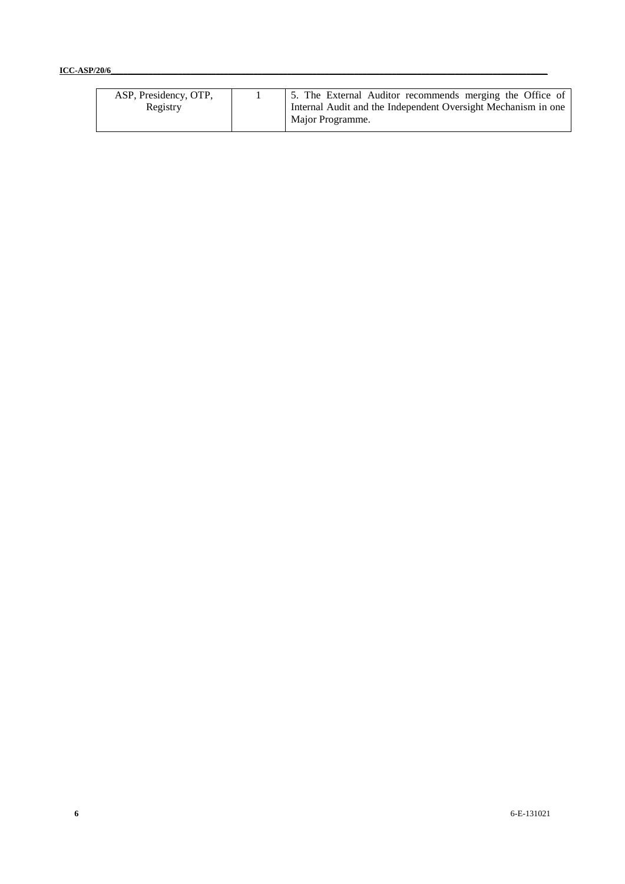| | | |
|---|---|---|
| ASP, Presidency, OTP, Registry | 1 | 5. The External Auditor recommends merging the Office of Internal Audit and the Independent Oversight Mechanism in one Major Programme. |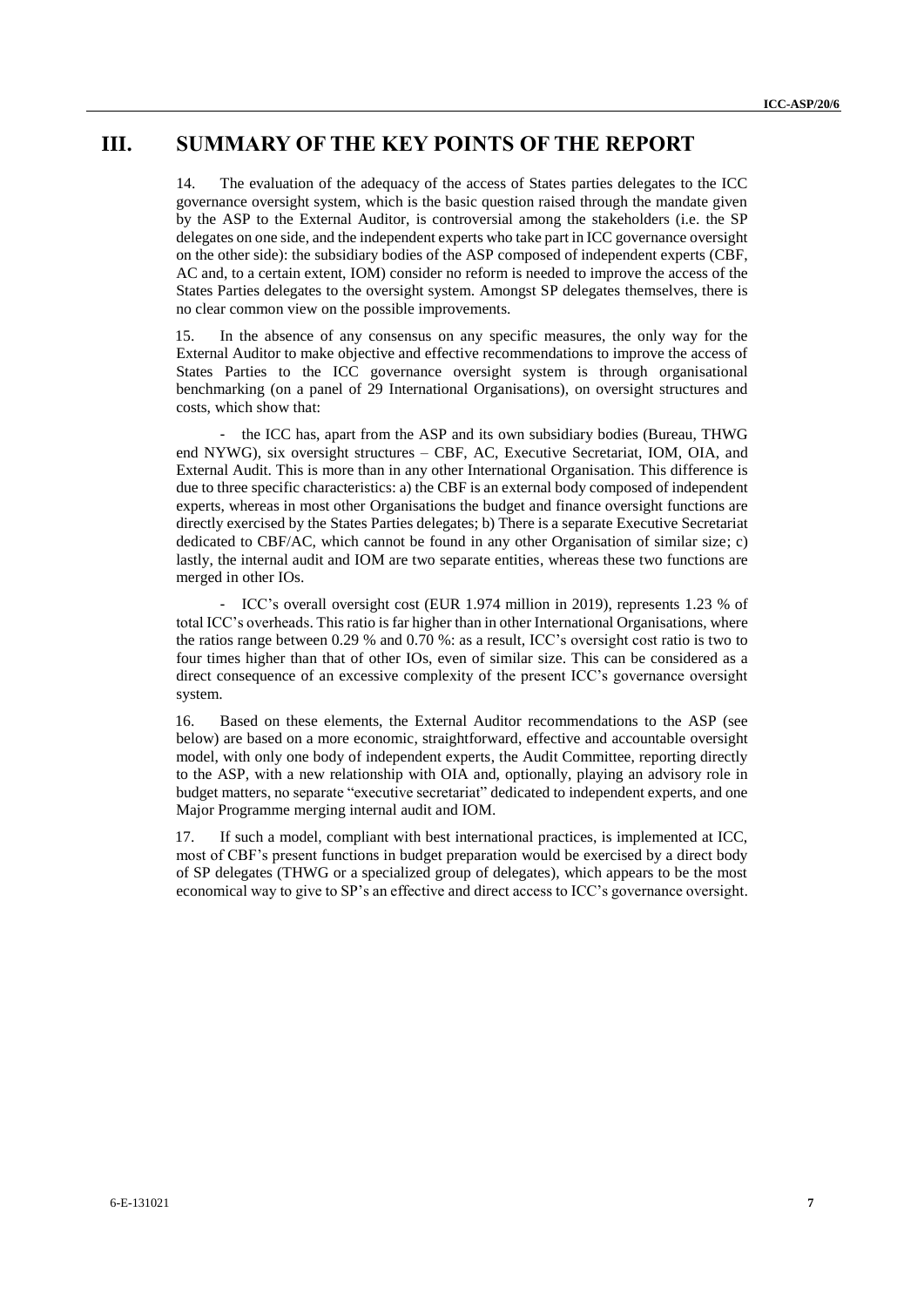# III. SUMMARY OF THE KEY POINTS OF THE REPORT

14. The evaluation of the adequacy of the access of States parties delegates to the ICC governance oversight system, which is the basic question raised through the mandate given by the ASP to the External Auditor, is controversial among the stakeholders (i.e. the SP delegates on one side, and the independent experts who take part in ICC governance oversight on the other side): the subsidiary bodies of the ASP composed of independent experts (CBF, AC and, to a certain extent, IOM) consider no reform is needed to improve the access of the States Parties delegates to the oversight system. Amongst SP delegates themselves, there is no clear common view on the possible improvements.

15. In the absence of any consensus on any specific measures, the only way for the External Auditor to make objective and effective recommendations to improve the access of States Parties to the ICC governance oversight system is through organisational benchmarking (on a panel of 29 International Organisations), on oversight structures and costs, which show that:

- the ICC has, apart from the ASP and its own subsidiary bodies (Bureau, THWG end NYWG), six oversight structures – CBF, AC, Executive Secretariat, IOM, OIA, and External Audit. This is more than in any other International Organisation. This difference is due to three specific characteristics: a) the CBF is an external body composed of independent experts, whereas in most other Organisations the budget and finance oversight functions are directly exercised by the States Parties delegates; b) There is a separate Executive Secretariat dedicated to CBF/AC, which cannot be found in any other Organisation of similar size; c) lastly, the internal audit and IOM are two separate entities, whereas these two functions are merged in other IOs.

- ICC's overall oversight cost (EUR 1.974 million in 2019), represents 1.23 % of total ICC's overheads. This ratio is far higher than in other International Organisations, where the ratios range between 0.29 % and 0.70 %: as a result, ICC's oversight cost ratio is two to four times higher than that of other IOs, even of similar size. This can be considered as a direct consequence of an excessive complexity of the present ICC's governance oversight system.

16. Based on these elements, the External Auditor recommendations to the ASP (see below) are based on a more economic, straightforward, effective and accountable oversight model, with only one body of independent experts, the Audit Committee, reporting directly to the ASP, with a new relationship with OIA and, optionally, playing an advisory role in budget matters, no separate "executive secretariat" dedicated to independent experts, and one Major Programme merging internal audit and IOM.

17. If such a model, compliant with best international practices, is implemented at ICC, most of CBF's present functions in budget preparation would be exercised by a direct body of SP delegates (THWG or a specialized group of delegates), which appears to be the most economical way to give to SP's an effective and direct access to ICC's governance oversight.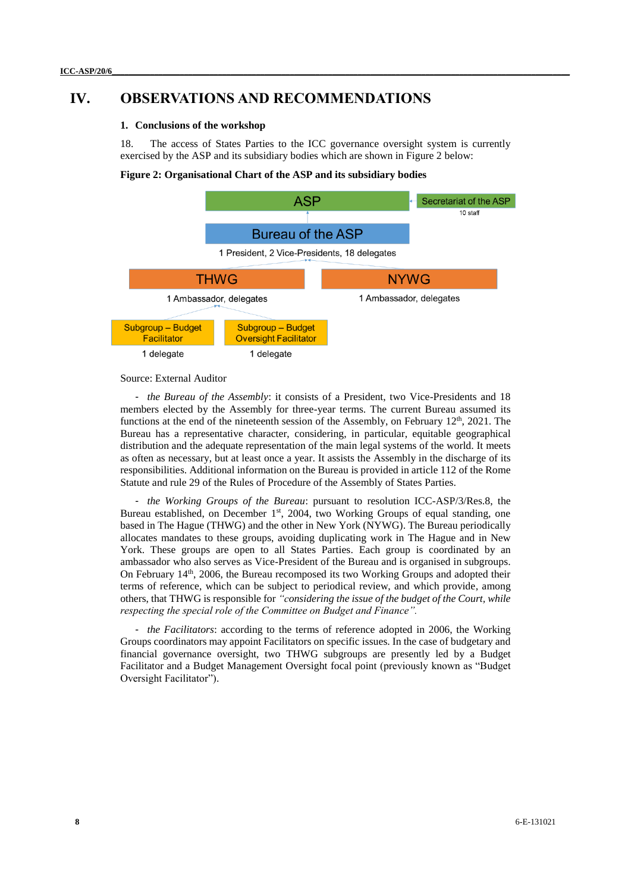# IV. OBSERVATIONS AND RECOMMENDATIONS

## 1. Conclusions of the workshop

18. The access of States Parties to the ICC governance oversight system is currently exercised by the ASP and its subsidiary bodies which are shown in Figure 2 below:

**Figure 2: Organisational Chart of the ASP and its subsidiary bodies**

ASP — Secretariat of the ASP (10 staff)

Bureau of the ASP — 1 President, 2 Vice-Presidents, 18 delegates

THWG — 1 Ambassador, delegates

NYWG — 1 Ambassador, delegates

Subgroup – Budget Facilitator — 1 delegate

Subgroup – Budget Oversight Facilitator — 1 delegate

Source: External Auditor

- *the Bureau of the Assembly*: it consists of a President, two Vice-Presidents and 18 members elected by the Assembly for three-year terms. The current Bureau assumed its functions at the end of the nineteenth session of the Assembly, on February 12th, 2021. The Bureau has a representative character, considering, in particular, equitable geographical distribution and the adequate representation of the main legal systems of the world. It meets as often as necessary, but at least once a year. It assists the Assembly in the discharge of its responsibilities. Additional information on the Bureau is provided in article 112 of the Rome Statute and rule 29 of the Rules of Procedure of the Assembly of States Parties.

- *the Working Groups of the Bureau*: pursuant to resolution ICC-ASP/3/Res.8, the Bureau established, on December 1st, 2004, two Working Groups of equal standing, one based in The Hague (THWG) and the other in New York (NYWG). The Bureau periodically allocates mandates to these groups, avoiding duplicating work in The Hague and in New York. These groups are open to all States Parties. Each group is coordinated by an ambassador who also serves as Vice-President of the Bureau and is organised in subgroups. On February 14th, 2006, the Bureau recomposed its two Working Groups and adopted their terms of reference, which can be subject to periodical review, and which provide, among others, that THWG is responsible for *"considering the issue of the budget of the Court, while respecting the special role of the Committee on Budget and Finance".*

- *the Facilitators*: according to the terms of reference adopted in 2006, the Working Groups coordinators may appoint Facilitators on specific issues. In the case of budgetary and financial governance oversight, two THWG subgroups are presently led by a Budget Facilitator and a Budget Management Oversight focal point (previously known as "Budget Oversight Facilitator").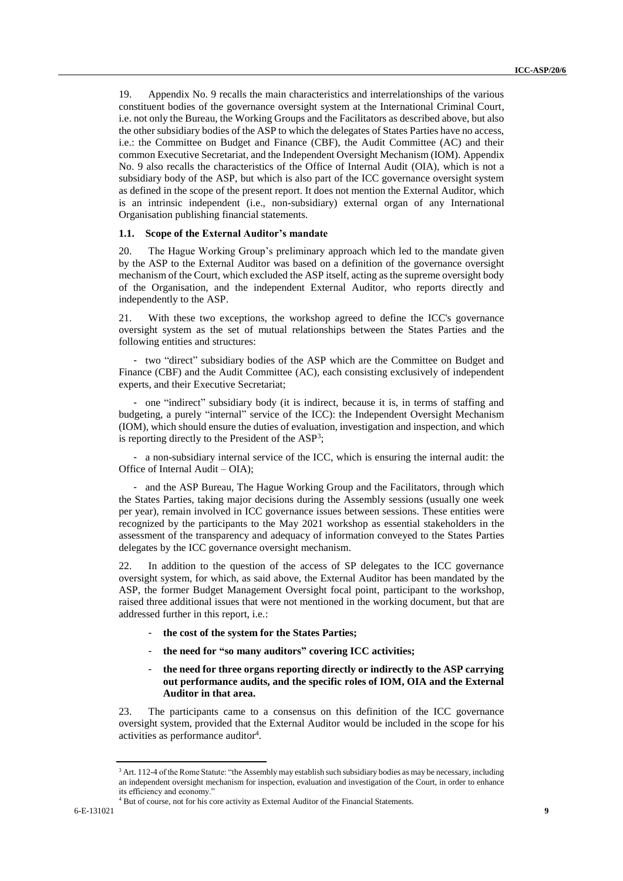19. Appendix No. 9 recalls the main characteristics and interrelationships of the various constituent bodies of the governance oversight system at the International Criminal Court, i.e. not only the Bureau, the Working Groups and the Facilitators as described above, but also the other subsidiary bodies of the ASP to which the delegates of States Parties have no access, i.e.: the Committee on Budget and Finance (CBF), the Audit Committee (AC) and their common Executive Secretariat, and the Independent Oversight Mechanism (IOM). Appendix No. 9 also recalls the characteristics of the Office of Internal Audit (OIA), which is not a subsidiary body of the ASP, but which is also part of the ICC governance oversight system as defined in the scope of the present report. It does not mention the External Auditor, which is an intrinsic independent (i.e., non-subsidiary) external organ of any International Organisation publishing financial statements.

### 1.1. Scope of the External Auditor's mandate

20. The Hague Working Group's preliminary approach which led to the mandate given by the ASP to the External Auditor was based on a definition of the governance oversight mechanism of the Court, which excluded the ASP itself, acting as the supreme oversight body of the Organisation, and the independent External Auditor, who reports directly and independently to the ASP.

21. With these two exceptions, the workshop agreed to define the ICC's governance oversight system as the set of mutual relationships between the States Parties and the following entities and structures:

- two "direct" subsidiary bodies of the ASP which are the Committee on Budget and Finance (CBF) and the Audit Committee (AC), each consisting exclusively of independent experts, and their Executive Secretariat;
- one "indirect" subsidiary body (it is indirect, because it is, in terms of staffing and budgeting, a purely "internal" service of the ICC): the Independent Oversight Mechanism (IOM), which should ensure the duties of evaluation, investigation and inspection, and which is reporting directly to the President of the ASP[3];
- a non-subsidiary internal service of the ICC, which is ensuring the internal audit: the Office of Internal Audit – OIA);
- and the ASP Bureau, The Hague Working Group and the Facilitators, through which the States Parties, taking major decisions during the Assembly sessions (usually one week per year), remain involved in ICC governance issues between sessions. These entities were recognized by the participants to the May 2021 workshop as essential stakeholders in the assessment of the transparency and adequacy of information conveyed to the States Parties delegates by the ICC governance oversight mechanism.

22. In addition to the question of the access of SP delegates to the ICC governance oversight system, for which, as said above, the External Auditor has been mandated by the ASP, the former Budget Management Oversight focal point, participant to the workshop, raised three additional issues that were not mentioned in the working document, but that are addressed further in this report, i.e.:

- **the cost of the system for the States Parties;**
- **the need for "so many auditors" covering ICC activities;**
- **the need for three organs reporting directly or indirectly to the ASP carrying out performance audits, and the specific roles of IOM, OIA and the External Auditor in that area.**

23. The participants came to a consensus on this definition of the ICC governance oversight system, provided that the External Auditor would be included in the scope for his activities as performance auditor[4].

---

[3] Art. 112-4 of the Rome Statute: "the Assembly may establish such subsidiary bodies as may be necessary, including an independent oversight mechanism for inspection, evaluation and investigation of the Court, in order to enhance its efficiency and economy."

[4] But of course, not for his core activity as External Auditor of the Financial Statements.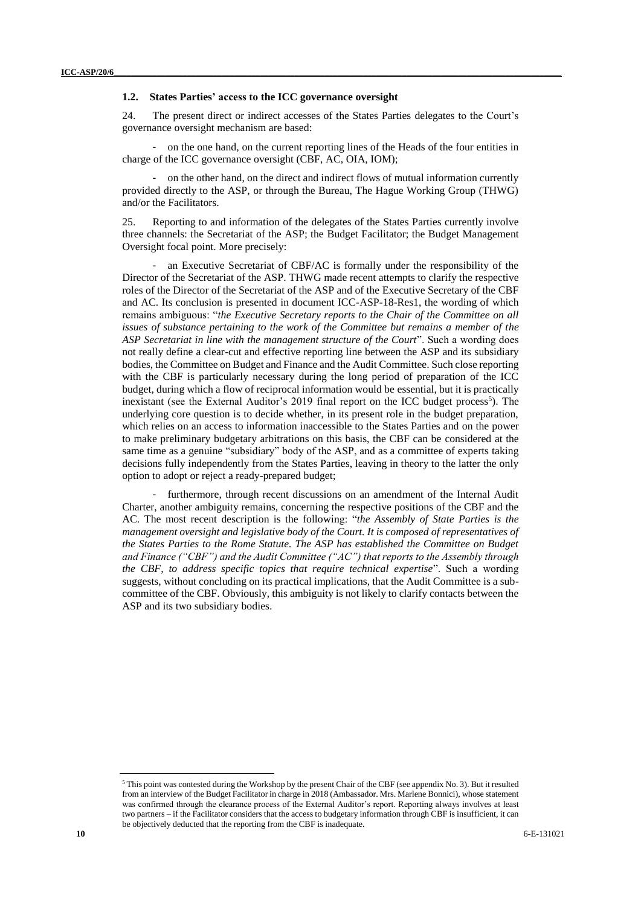### 1.2. States Parties' access to the ICC governance oversight

24. The present direct or indirect accesses of the States Parties delegates to the Court's governance oversight mechanism are based:

- on the one hand, on the current reporting lines of the Heads of the four entities in charge of the ICC governance oversight (CBF, AC, OIA, IOM);

- on the other hand, on the direct and indirect flows of mutual information currently provided directly to the ASP, or through the Bureau, The Hague Working Group (THWG) and/or the Facilitators.

25. Reporting to and information of the delegates of the States Parties currently involve three channels: the Secretariat of the ASP; the Budget Facilitator; the Budget Management Oversight focal point. More precisely:

- an Executive Secretariat of CBF/AC is formally under the responsibility of the Director of the Secretariat of the ASP. THWG made recent attempts to clarify the respective roles of the Director of the Secretariat of the ASP and of the Executive Secretary of the CBF and AC. Its conclusion is presented in document ICC-ASP-18-Res1, the wording of which remains ambiguous: "*the Executive Secretary reports to the Chair of the Committee on all issues of substance pertaining to the work of the Committee but remains a member of the ASP Secretariat in line with the management structure of the Court*". Such a wording does not really define a clear-cut and effective reporting line between the ASP and its subsidiary bodies, the Committee on Budget and Finance and the Audit Committee. Such close reporting with the CBF is particularly necessary during the long period of preparation of the ICC budget, during which a flow of reciprocal information would be essential, but it is practically inexistant (see the External Auditor's 2019 final report on the ICC budget process[5]). The underlying core question is to decide whether, in its present role in the budget preparation, which relies on an access to information inaccessible to the States Parties and on the power to make preliminary budgetary arbitrations on this basis, the CBF can be considered at the same time as a genuine "subsidiary" body of the ASP, and as a committee of experts taking decisions fully independently from the States Parties, leaving in theory to the latter the only option to adopt or reject a ready-prepared budget;

- furthermore, through recent discussions on an amendment of the Internal Audit Charter, another ambiguity remains, concerning the respective positions of the CBF and the AC. The most recent description is the following: "*the Assembly of State Parties is the management oversight and legislative body of the Court. It is composed of representatives of the States Parties to the Rome Statute. The ASP has established the Committee on Budget and Finance ("CBF") and the Audit Committee ("AC") that reports to the Assembly through the CBF, to address specific topics that require technical expertise*". Such a wording suggests, without concluding on its practical implications, that the Audit Committee is a sub-committee of the CBF. Obviously, this ambiguity is not likely to clarify contacts between the ASP and its two subsidiary bodies.

---

[5] This point was contested during the Workshop by the present Chair of the CBF (see appendix No. 3). But it resulted from an interview of the Budget Facilitator in charge in 2018 (Ambassador. Mrs. Marlene Bonnici), whose statement was confirmed through the clearance process of the External Auditor's report. Reporting always involves at least two partners – if the Facilitator considers that the access to budgetary information through CBF is insufficient, it can be objectively deducted that the reporting from the CBF is inadequate.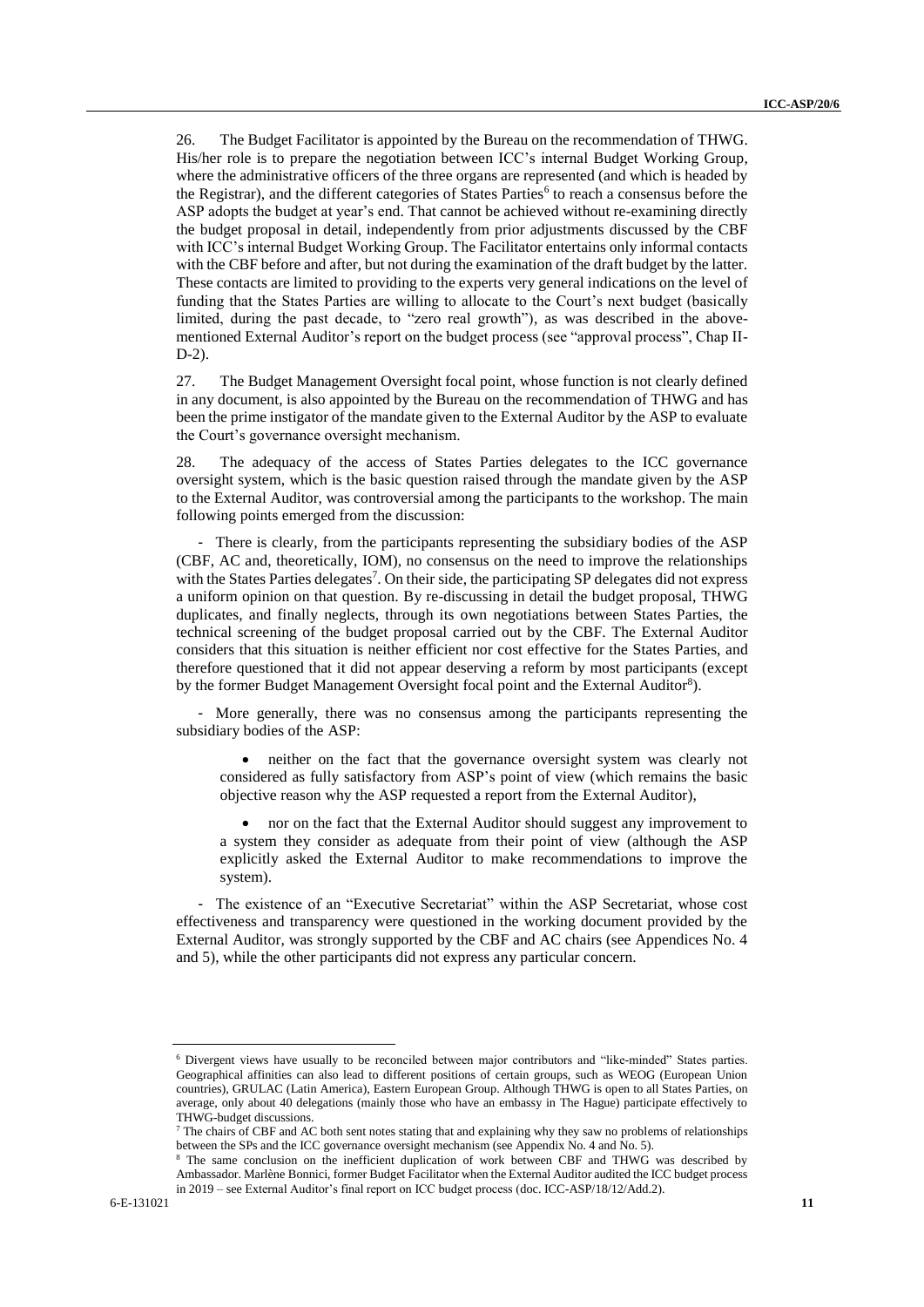26. The Budget Facilitator is appointed by the Bureau on the recommendation of THWG. His/her role is to prepare the negotiation between ICC's internal Budget Working Group, where the administrative officers of the three organs are represented (and which is headed by the Registrar), and the different categories of States Parties[6] to reach a consensus before the ASP adopts the budget at year's end. That cannot be achieved without re-examining directly the budget proposal in detail, independently from prior adjustments discussed by the CBF with ICC's internal Budget Working Group. The Facilitator entertains only informal contacts with the CBF before and after, but not during the examination of the draft budget by the latter. These contacts are limited to providing to the experts very general indications on the level of funding that the States Parties are willing to allocate to the Court's next budget (basically limited, during the past decade, to "zero real growth"), as was described in the above-mentioned External Auditor's report on the budget process (see "approval process", Chap II-D-2).

27. The Budget Management Oversight focal point, whose function is not clearly defined in any document, is also appointed by the Bureau on the recommendation of THWG and has been the prime instigator of the mandate given to the External Auditor by the ASP to evaluate the Court's governance oversight mechanism.

28. The adequacy of the access of States Parties delegates to the ICC governance oversight system, which is the basic question raised through the mandate given by the ASP to the External Auditor, was controversial among the participants to the workshop. The main following points emerged from the discussion:

- There is clearly, from the participants representing the subsidiary bodies of the ASP (CBF, AC and, theoretically, IOM), no consensus on the need to improve the relationships with the States Parties delegates[7]. On their side, the participating SP delegates did not express a uniform opinion on that question. By re-discussing in detail the budget proposal, THWG duplicates, and finally neglects, through its own negotiations between States Parties, the technical screening of the budget proposal carried out by the CBF. The External Auditor considers that this situation is neither efficient nor cost effective for the States Parties, and therefore questioned that it did not appear deserving a reform by most participants (except by the former Budget Management Oversight focal point and the External Auditor[8]).

- More generally, there was no consensus among the participants representing the subsidiary bodies of the ASP:

  - neither on the fact that the governance oversight system was clearly not considered as fully satisfactory from ASP's point of view (which remains the basic objective reason why the ASP requested a report from the External Auditor),

  - nor on the fact that the External Auditor should suggest any improvement to a system they consider as adequate from their point of view (although the ASP explicitly asked the External Auditor to make recommendations to improve the system).

- The existence of an "Executive Secretariat" within the ASP Secretariat, whose cost effectiveness and transparency were questioned in the working document provided by the External Auditor, was strongly supported by the CBF and AC chairs (see Appendices No. 4 and 5), while the other participants did not express any particular concern.

---

[6] Divergent views have usually to be reconciled between major contributors and "like-minded" States parties. Geographical affinities can also lead to different positions of certain groups, such as WEOG (European Union countries), GRULAC (Latin America), Eastern European Group. Although THWG is open to all States Parties, on average, only about 40 delegations (mainly those who have an embassy in The Hague) participate effectively to THWG-budget discussions.

[7] The chairs of CBF and AC both sent notes stating that and explaining why they saw no problems of relationships between the SPs and the ICC governance oversight mechanism (see Appendix No. 4 and No. 5).

[8] The same conclusion on the inefficient duplication of work between CBF and THWG was described by Ambassador. Marlène Bonnici, former Budget Facilitator when the External Auditor audited the ICC budget process in 2019 – see External Auditor's final report on ICC budget process (doc. ICC-ASP/18/12/Add.2).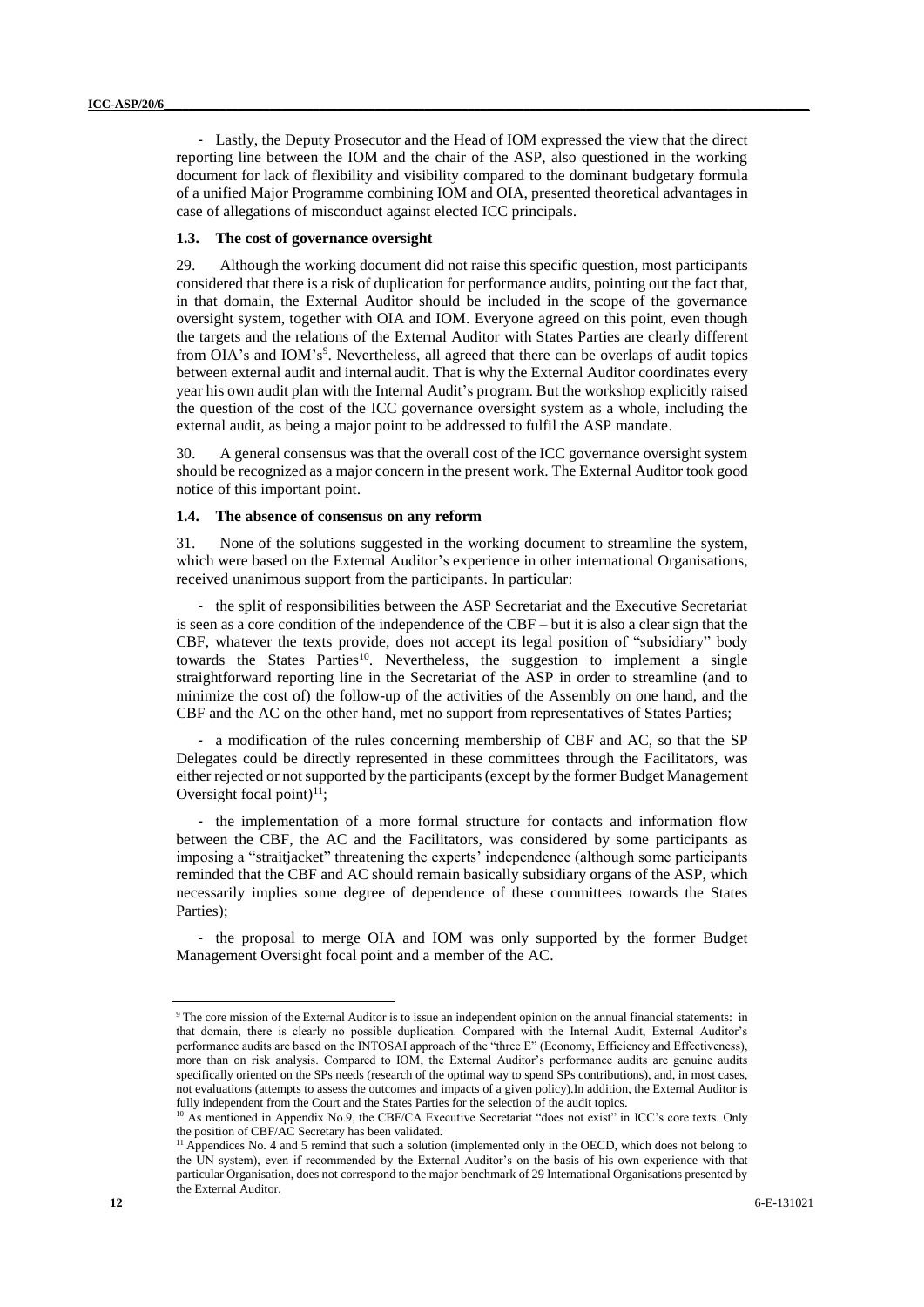- Lastly, the Deputy Prosecutor and the Head of IOM expressed the view that the direct reporting line between the IOM and the chair of the ASP, also questioned in the working document for lack of flexibility and visibility compared to the dominant budgetary formula of a unified Major Programme combining IOM and OIA, presented theoretical advantages in case of allegations of misconduct against elected ICC principals.

### 1.3. The cost of governance oversight

29. Although the working document did not raise this specific question, most participants considered that there is a risk of duplication for performance audits, pointing out the fact that, in that domain, the External Auditor should be included in the scope of the governance oversight system, together with OIA and IOM. Everyone agreed on this point, even though the targets and the relations of the External Auditor with States Parties are clearly different from OIA's and IOM's[9]. Nevertheless, all agreed that there can be overlaps of audit topics between external audit and internal audit. That is why the External Auditor coordinates every year his own audit plan with the Internal Audit's program. But the workshop explicitly raised the question of the cost of the ICC governance oversight system as a whole, including the external audit, as being a major point to be addressed to fulfil the ASP mandate.

30. A general consensus was that the overall cost of the ICC governance oversight system should be recognized as a major concern in the present work. The External Auditor took good notice of this important point.

### 1.4. The absence of consensus on any reform

31. None of the solutions suggested in the working document to streamline the system, which were based on the External Auditor's experience in other international Organisations, received unanimous support from the participants. In particular:

- the split of responsibilities between the ASP Secretariat and the Executive Secretariat is seen as a core condition of the independence of the CBF – but it is also a clear sign that the CBF, whatever the texts provide, does not accept its legal position of "subsidiary" body towards the States Parties[10]. Nevertheless, the suggestion to implement a single straightforward reporting line in the Secretariat of the ASP in order to streamline (and to minimize the cost of) the follow-up of the activities of the Assembly on one hand, and the CBF and the AC on the other hand, met no support from representatives of States Parties;

- a modification of the rules concerning membership of CBF and AC, so that the SP Delegates could be directly represented in these committees through the Facilitators, was either rejected or not supported by the participants (except by the former Budget Management Oversight focal point)[11];

- the implementation of a more formal structure for contacts and information flow between the CBF, the AC and the Facilitators, was considered by some participants as imposing a "straitjacket" threatening the experts' independence (although some participants reminded that the CBF and AC should remain basically subsidiary organs of the ASP, which necessarily implies some degree of dependence of these committees towards the States Parties);

- the proposal to merge OIA and IOM was only supported by the former Budget Management Oversight focal point and a member of the AC.

---

[9] The core mission of the External Auditor is to issue an independent opinion on the annual financial statements: in that domain, there is clearly no possible duplication. Compared with the Internal Audit, External Auditor's performance audits are based on the INTOSAI approach of the "three E" (Economy, Efficiency and Effectiveness), more than on risk analysis. Compared to IOM, the External Auditor's performance audits are genuine audits specifically oriented on the SPs needs (research of the optimal way to spend SPs contributions), and, in most cases, not evaluations (attempts to assess the outcomes and impacts of a given policy).In addition, the External Auditor is fully independent from the Court and the States Parties for the selection of the audit topics.

[10] As mentioned in Appendix No.9, the CBF/CA Executive Secretariat "does not exist" in ICC's core texts. Only the position of CBF/AC Secretary has been validated.

[11] Appendices No. 4 and 5 remind that such a solution (implemented only in the OECD, which does not belong to the UN system), even if recommended by the External Auditor's on the basis of his own experience with that particular Organisation, does not correspond to the major benchmark of 29 International Organisations presented by the External Auditor.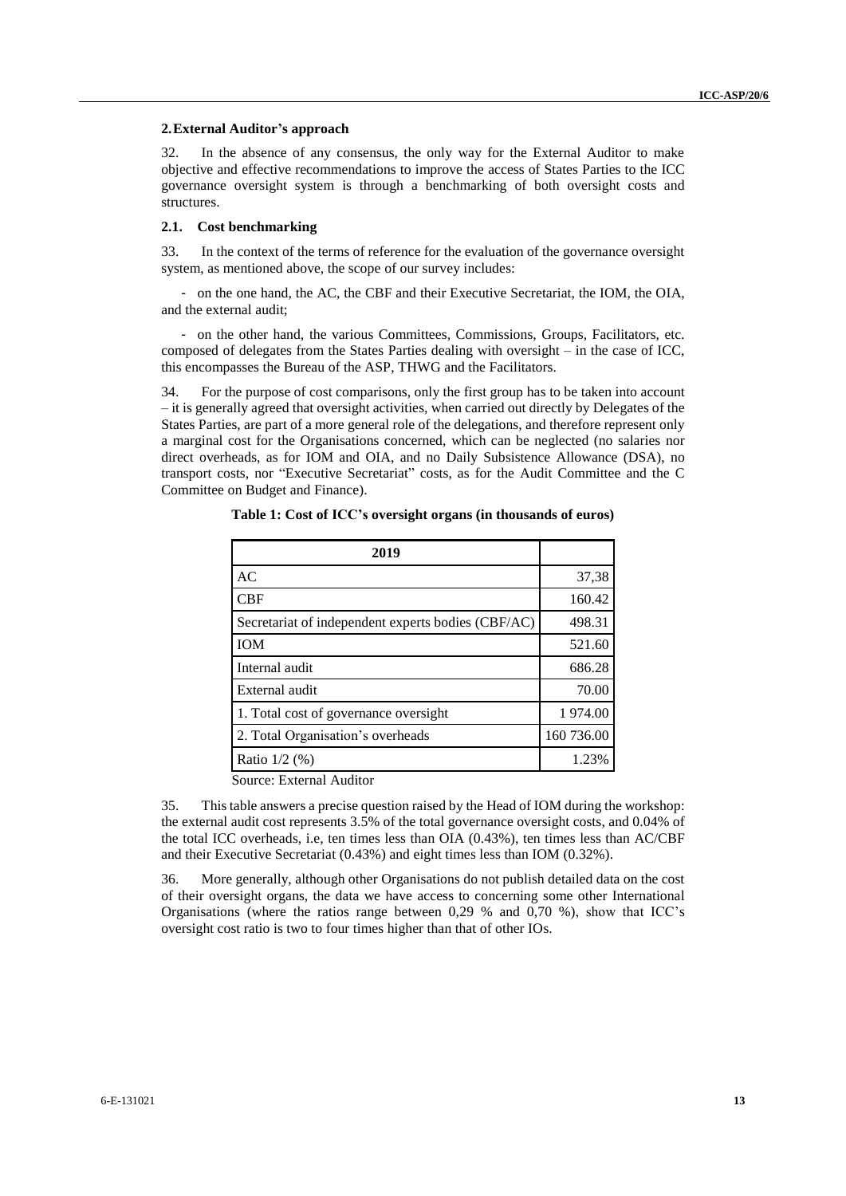### 2. External Auditor's approach

32. In the absence of any consensus, the only way for the External Auditor to make objective and effective recommendations to improve the access of States Parties to the ICC governance oversight system is through a benchmarking of both oversight costs and structures.

#### 2.1. Cost benchmarking

33. In the context of the terms of reference for the evaluation of the governance oversight system, as mentioned above, the scope of our survey includes:

- on the one hand, the AC, the CBF and their Executive Secretariat, the IOM, the OIA, and the external audit;

- on the other hand, the various Committees, Commissions, Groups, Facilitators, etc. composed of delegates from the States Parties dealing with oversight – in the case of ICC, this encompasses the Bureau of the ASP, THWG and the Facilitators.

34. For the purpose of cost comparisons, only the first group has to be taken into account – it is generally agreed that oversight activities, when carried out directly by Delegates of the States Parties, are part of a more general role of the delegations, and therefore represent only a marginal cost for the Organisations concerned, which can be neglected (no salaries nor direct overheads, as for IOM and OIA, and no Daily Subsistence Allowance (DSA), no transport costs, nor "Executive Secretariat" costs, as for the Audit Committee and the C Committee on Budget and Finance).

**Table 1: Cost of ICC's oversight organs (in thousands of euros)**

| 2019 | |
|---|---|
| AC | 37,38 |
| CBF | 160.42 |
| Secretariat of independent experts bodies (CBF/AC) | 498.31 |
| IOM | 521.60 |
| Internal audit | 686.28 |
| External audit | 70.00 |
| 1. Total cost of governance oversight | 1 974.00 |
| 2. Total Organisation's overheads | 160 736.00 |
| Ratio 1/2 (%) | 1.23% |

Source: External Auditor

35. This table answers a precise question raised by the Head of IOM during the workshop: the external audit cost represents 3.5% of the total governance oversight costs, and 0.04% of the total ICC overheads, i.e, ten times less than OIA (0.43%), ten times less than AC/CBF and their Executive Secretariat (0.43%) and eight times less than IOM (0.32%).

36. More generally, although other Organisations do not publish detailed data on the cost of their oversight organs, the data we have access to concerning some other International Organisations (where the ratios range between 0,29 % and 0,70 %), show that ICC's oversight cost ratio is two to four times higher than that of other IOs.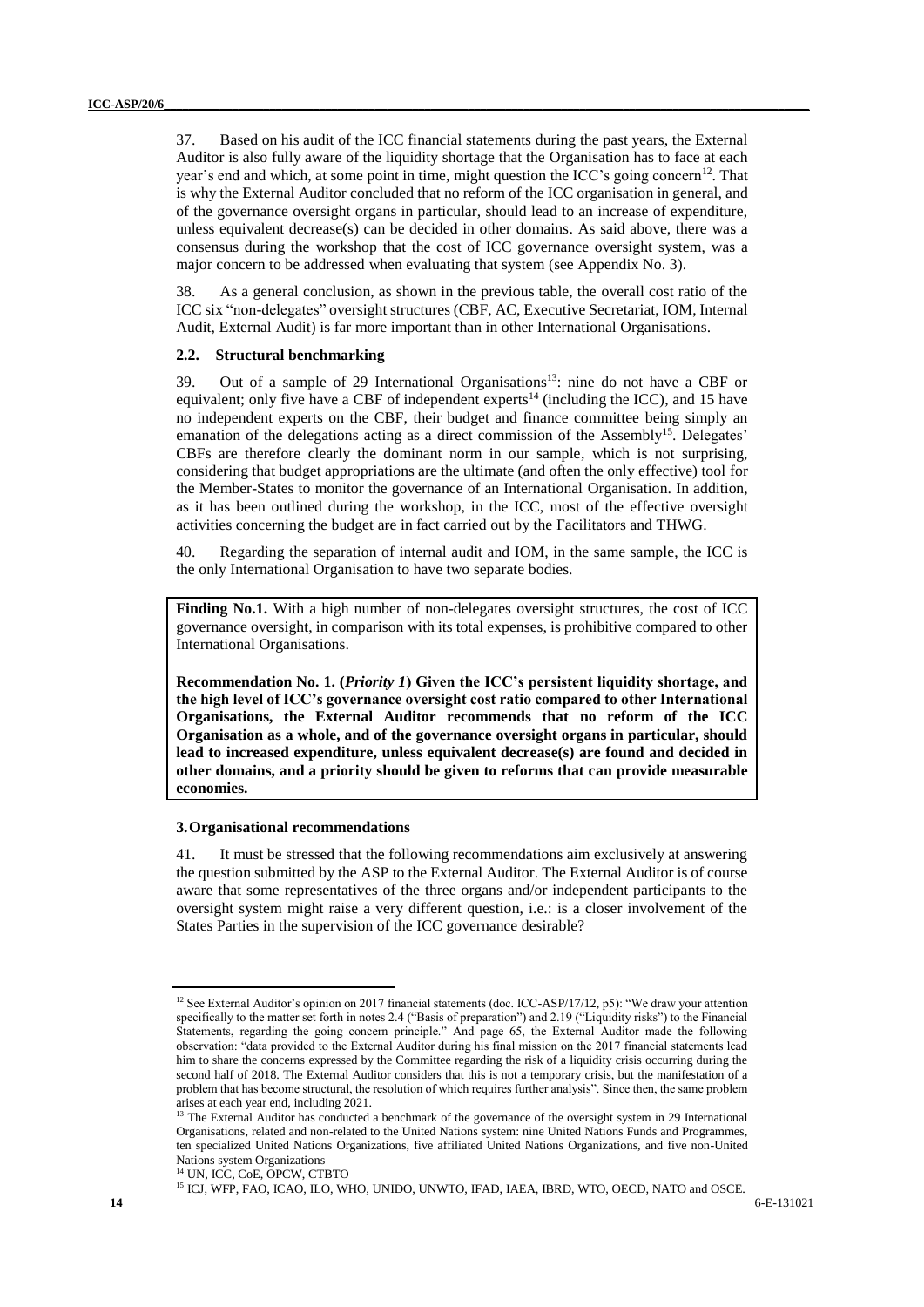37. Based on his audit of the ICC financial statements during the past years, the External Auditor is also fully aware of the liquidity shortage that the Organisation has to face at each year's end and which, at some point in time, might question the ICC's going concern[12]. That is why the External Auditor concluded that no reform of the ICC organisation in general, and of the governance oversight organs in particular, should lead to an increase of expenditure, unless equivalent decrease(s) can be decided in other domains. As said above, there was a consensus during the workshop that the cost of ICC governance oversight system, was a major concern to be addressed when evaluating that system (see Appendix No. 3).

38. As a general conclusion, as shown in the previous table, the overall cost ratio of the ICC six "non-delegates" oversight structures (CBF, AC, Executive Secretariat, IOM, Internal Audit, External Audit) is far more important than in other International Organisations.

### 2.2. Structural benchmarking

39. Out of a sample of 29 International Organisations[13]: nine do not have a CBF or equivalent; only five have a CBF of independent experts[14] (including the ICC), and 15 have no independent experts on the CBF, their budget and finance committee being simply an emanation of the delegations acting as a direct commission of the Assembly[15]. Delegates' CBFs are therefore clearly the dominant norm in our sample, which is not surprising, considering that budget appropriations are the ultimate (and often the only effective) tool for the Member-States to monitor the governance of an International Organisation. In addition, as it has been outlined during the workshop, in the ICC, most of the effective oversight activities concerning the budget are in fact carried out by the Facilitators and THWG.

40. Regarding the separation of internal audit and IOM, in the same sample, the ICC is the only International Organisation to have two separate bodies.

**Finding No.1.** With a high number of non-delegates oversight structures, the cost of ICC governance oversight, in comparison with its total expenses, is prohibitive compared to other International Organisations.

**Recommendation No. 1. (*Priority 1*) Given the ICC's persistent liquidity shortage, and the high level of ICC's governance oversight cost ratio compared to other International Organisations, the External Auditor recommends that no reform of the ICC Organisation as a whole, and of the governance oversight organs in particular, should lead to increased expenditure, unless equivalent decrease(s) are found and decided in other domains, and a priority should be given to reforms that can provide measurable economies.**

## 3. Organisational recommendations

41. It must be stressed that the following recommendations aim exclusively at answering the question submitted by the ASP to the External Auditor. The External Auditor is of course aware that some representatives of the three organs and/or independent participants to the oversight system might raise a very different question, i.e.: is a closer involvement of the States Parties in the supervision of the ICC governance desirable?

---

[12] See External Auditor's opinion on 2017 financial statements (doc. ICC-ASP/17/12, p5): "We draw your attention specifically to the matter set forth in notes 2.4 ("Basis of preparation") and 2.19 ("Liquidity risks") to the Financial Statements, regarding the going concern principle." And page 65, the External Auditor made the following observation: "data provided to the External Auditor during his final mission on the 2017 financial statements lead him to share the concerns expressed by the Committee regarding the risk of a liquidity crisis occurring during the second half of 2018. The External Auditor considers that this is not a temporary crisis, but the manifestation of a problem that has become structural, the resolution of which requires further analysis". Since then, the same problem arises at each year end, including 2021.

[13] The External Auditor has conducted a benchmark of the governance of the oversight system in 29 International Organisations, related and non-related to the United Nations system: nine United Nations Funds and Programmes, ten specialized United Nations Organizations, five affiliated United Nations Organizations, and five non-United Nations system Organizations

[14] UN, ICC, CoE, OPCW, CTBTO

[15] ICJ, WFP, FAO, ICAO, ILO, WHO, UNIDO, UNWTO, IFAD, IAEA, IBRD, WTO, OECD, NATO and OSCE.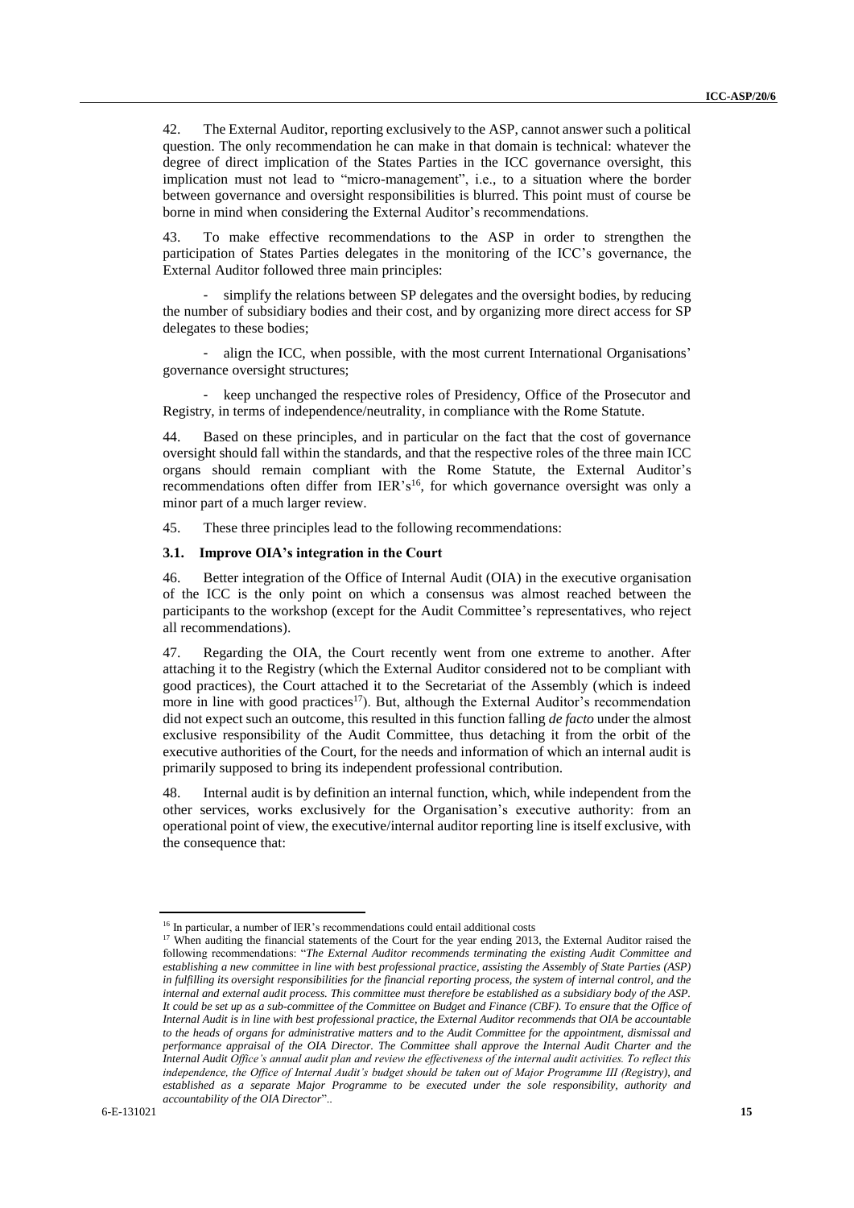42. The External Auditor, reporting exclusively to the ASP, cannot answer such a political question. The only recommendation he can make in that domain is technical: whatever the degree of direct implication of the States Parties in the ICC governance oversight, this implication must not lead to "micro-management", i.e., to a situation where the border between governance and oversight responsibilities is blurred. This point must of course be borne in mind when considering the External Auditor's recommendations.

43. To make effective recommendations to the ASP in order to strengthen the participation of States Parties delegates in the monitoring of the ICC's governance, the External Auditor followed three main principles:

- simplify the relations between SP delegates and the oversight bodies, by reducing the number of subsidiary bodies and their cost, and by organizing more direct access for SP delegates to these bodies;
- align the ICC, when possible, with the most current International Organisations' governance oversight structures;
- keep unchanged the respective roles of Presidency, Office of the Prosecutor and Registry, in terms of independence/neutrality, in compliance with the Rome Statute.

44. Based on these principles, and in particular on the fact that the cost of governance oversight should fall within the standards, and that the respective roles of the three main ICC organs should remain compliant with the Rome Statute, the External Auditor's recommendations often differ from IER's[16], for which governance oversight was only a minor part of a much larger review.

45. These three principles lead to the following recommendations:

### 3.1. Improve OIA's integration in the Court

46. Better integration of the Office of Internal Audit (OIA) in the executive organisation of the ICC is the only point on which a consensus was almost reached between the participants to the workshop (except for the Audit Committee's representatives, who reject all recommendations).

47. Regarding the OIA, the Court recently went from one extreme to another. After attaching it to the Registry (which the External Auditor considered not to be compliant with good practices), the Court attached it to the Secretariat of the Assembly (which is indeed more in line with good practices[17]). But, although the External Auditor's recommendation did not expect such an outcome, this resulted in this function falling *de facto* under the almost exclusive responsibility of the Audit Committee, thus detaching it from the orbit of the executive authorities of the Court, for the needs and information of which an internal audit is primarily supposed to bring its independent professional contribution.

48. Internal audit is by definition an internal function, which, while independent from the other services, works exclusively for the Organisation's executive authority: from an operational point of view, the executive/internal auditor reporting line is itself exclusive, with the consequence that:

---

[16] In particular, a number of IER's recommendations could entail additional costs

[17] When auditing the financial statements of the Court for the year ending 2013, the External Auditor raised the following recommendations: "*The External Auditor recommends terminating the existing Audit Committee and establishing a new committee in line with best professional practice, assisting the Assembly of State Parties (ASP) in fulfilling its oversight responsibilities for the financial reporting process, the system of internal control, and the internal and external audit process. This committee must therefore be established as a subsidiary body of the ASP. It could be set up as a sub-committee of the Committee on Budget and Finance (CBF). To ensure that the Office of Internal Audit is in line with best professional practice, the External Auditor recommends that OIA be accountable to the heads of organs for administrative matters and to the Audit Committee for the appointment, dismissal and performance appraisal of the OIA Director. The Committee shall approve the Internal Audit Charter and the Internal Audit Office's annual audit plan and review the effectiveness of the internal audit activities. To reflect this independence, the Office of Internal Audit's budget should be taken out of Major Programme III (Registry), and established as a separate Major Programme to be executed under the sole responsibility, authority and accountability of the OIA Director*"..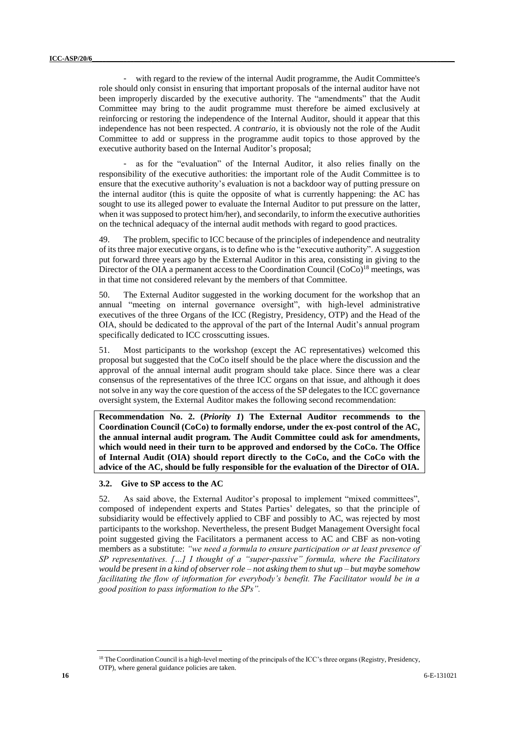- with regard to the review of the internal Audit programme, the Audit Committee's role should only consist in ensuring that important proposals of the internal auditor have not been improperly discarded by the executive authority. The "amendments" that the Audit Committee may bring to the audit programme must therefore be aimed exclusively at reinforcing or restoring the independence of the Internal Auditor, should it appear that this independence has not been respected. *A contrario*, it is obviously not the role of the Audit Committee to add or suppress in the programme audit topics to those approved by the executive authority based on the Internal Auditor's proposal;

- as for the "evaluation" of the Internal Auditor, it also relies finally on the responsibility of the executive authorities: the important role of the Audit Committee is to ensure that the executive authority's evaluation is not a backdoor way of putting pressure on the internal auditor (this is quite the opposite of what is currently happening: the AC has sought to use its alleged power to evaluate the Internal Auditor to put pressure on the latter, when it was supposed to protect him/her), and secondarily, to inform the executive authorities on the technical adequacy of the internal audit methods with regard to good practices.

49. The problem, specific to ICC because of the principles of independence and neutrality of its three major executive organs, is to define who is the "executive authority". A suggestion put forward three years ago by the External Auditor in this area, consisting in giving to the Director of the OIA a permanent access to the Coordination Council (CoCo)[18] meetings, was in that time not considered relevant by the members of that Committee.

50. The External Auditor suggested in the working document for the workshop that an annual "meeting on internal governance oversight", with high-level administrative executives of the three Organs of the ICC (Registry, Presidency, OTP) and the Head of the OIA, should be dedicated to the approval of the part of the Internal Audit's annual program specifically dedicated to ICC crosscutting issues.

51. Most participants to the workshop (except the AC representatives) welcomed this proposal but suggested that the CoCo itself should be the place where the discussion and the approval of the annual internal audit program should take place. Since there was a clear consensus of the representatives of the three ICC organs on that issue, and although it does not solve in any way the core question of the access of the SP delegates to the ICC governance oversight system, the External Auditor makes the following second recommendation:

**Recommendation No. 2. (*Priority 1*) The External Auditor recommends to the Coordination Council (CoCo) to formally endorse, under the ex-post control of the AC, the annual internal audit program. The Audit Committee could ask for amendments, which would need in their turn to be approved and endorsed by the CoCo. The Office of Internal Audit (OIA) should report directly to the CoCo, and the CoCo with the advice of the AC, should be fully responsible for the evaluation of the Director of OIA.**

### 3.2. Give to SP access to the AC

52. As said above, the External Auditor's proposal to implement "mixed committees", composed of independent experts and States Parties' delegates, so that the principle of subsidiarity would be effectively applied to CBF and possibly to AC, was rejected by most participants to the workshop. Nevertheless, the present Budget Management Oversight focal point suggested giving the Facilitators a permanent access to AC and CBF as non-voting members as a substitute: *"we need a formula to ensure participation or at least presence of SP representatives. […] I thought of a "super-passive" formula, where the Facilitators would be present in a kind of observer role – not asking them to shut up – but maybe somehow facilitating the flow of information for everybody's benefit. The Facilitator would be in a good position to pass information to the SPs".*

---

[18] The Coordination Council is a high-level meeting of the principals of the ICC's three organs (Registry, Presidency, OTP), where general guidance policies are taken.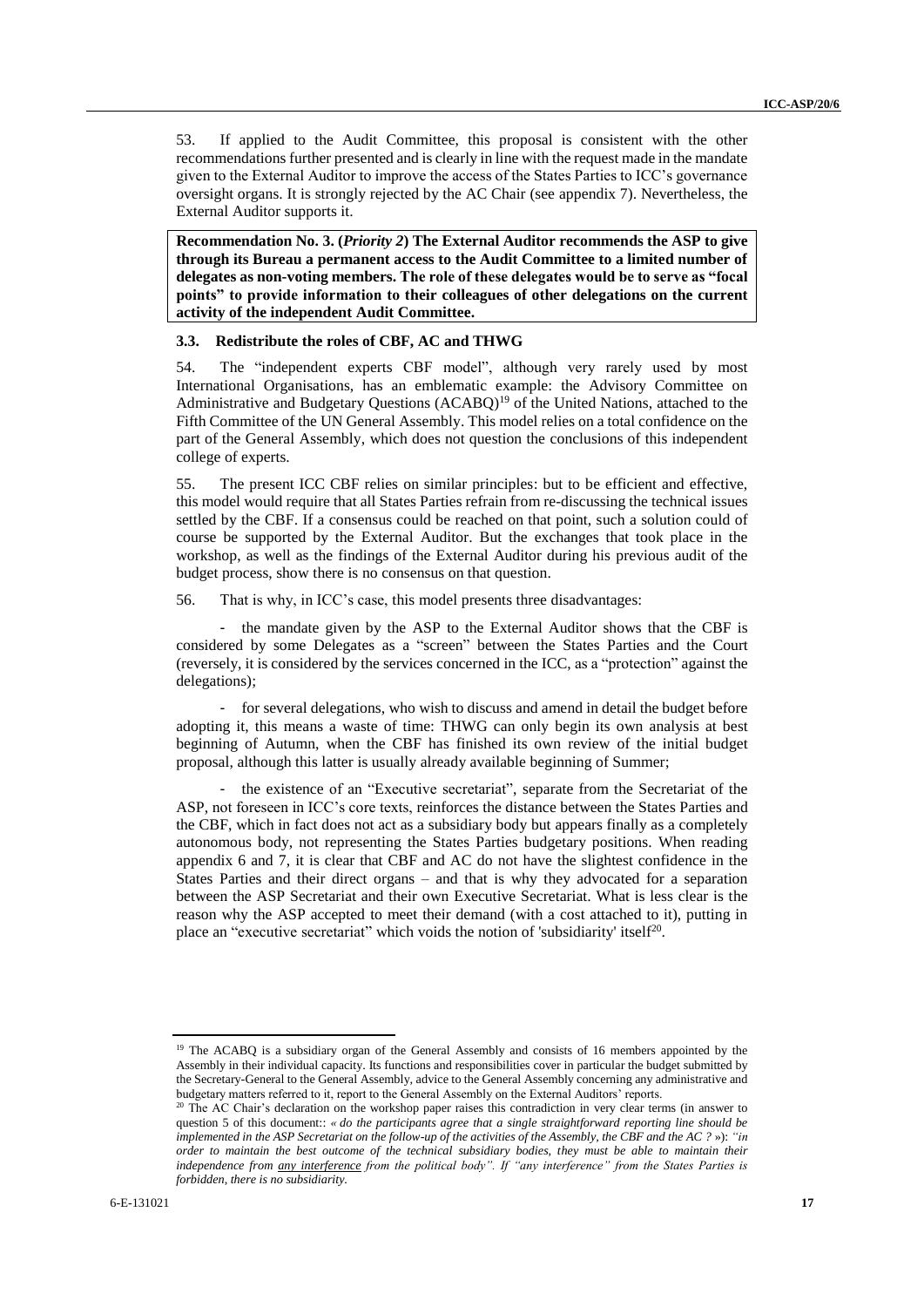53. If applied to the Audit Committee, this proposal is consistent with the other recommendations further presented and is clearly in line with the request made in the mandate given to the External Auditor to improve the access of the States Parties to ICC's governance oversight organs. It is strongly rejected by the AC Chair (see appendix 7). Nevertheless, the External Auditor supports it.

**Recommendation No. 3. (*Priority 2*) The External Auditor recommends the ASP to give through its Bureau a permanent access to the Audit Committee to a limited number of delegates as non-voting members. The role of these delegates would be to serve as "focal points" to provide information to their colleagues of other delegations on the current activity of the independent Audit Committee.**

### 3.3. Redistribute the roles of CBF, AC and THWG

54. The "independent experts CBF model", although very rarely used by most International Organisations, has an emblematic example: the Advisory Committee on Administrative and Budgetary Questions (ACABQ)[19] of the United Nations, attached to the Fifth Committee of the UN General Assembly. This model relies on a total confidence on the part of the General Assembly, which does not question the conclusions of this independent college of experts.

55. The present ICC CBF relies on similar principles: but to be efficient and effective, this model would require that all States Parties refrain from re-discussing the technical issues settled by the CBF. If a consensus could be reached on that point, such a solution could of course be supported by the External Auditor. But the exchanges that took place in the workshop, as well as the findings of the External Auditor during his previous audit of the budget process, show there is no consensus on that question.

56. That is why, in ICC's case, this model presents three disadvantages:

- the mandate given by the ASP to the External Auditor shows that the CBF is considered by some Delegates as a "screen" between the States Parties and the Court (reversely, it is considered by the services concerned in the ICC, as a "protection" against the delegations);

- for several delegations, who wish to discuss and amend in detail the budget before adopting it, this means a waste of time: THWG can only begin its own analysis at best beginning of Autumn, when the CBF has finished its own review of the initial budget proposal, although this latter is usually already available beginning of Summer;

- the existence of an "Executive secretariat", separate from the Secretariat of the ASP, not foreseen in ICC's core texts, reinforces the distance between the States Parties and the CBF, which in fact does not act as a subsidiary body but appears finally as a completely autonomous body, not representing the States Parties budgetary positions. When reading appendix 6 and 7, it is clear that CBF and AC do not have the slightest confidence in the States Parties and their direct organs – and that is why they advocated for a separation between the ASP Secretariat and their own Executive Secretariat. What is less clear is the reason why the ASP accepted to meet their demand (with a cost attached to it), putting in place an "executive secretariat" which voids the notion of 'subsidiarity' itself[20].

---

[19] The ACABQ is a subsidiary organ of the General Assembly and consists of 16 members appointed by the Assembly in their individual capacity. Its functions and responsibilities cover in particular the budget submitted by the Secretary-General to the General Assembly, advice to the General Assembly concerning any administrative and budgetary matters referred to it, report to the General Assembly on the External Auditors' reports.

[20] The AC Chair's declaration on the workshop paper raises this contradiction in very clear terms (in answer to question 5 of this document:: *« do the participants agree that a single straightforward reporting line should be implemented in the ASP Secretariat on the follow-up of the activities of the Assembly, the CBF and the AC ?* »): *"in order to maintain the best outcome of the technical subsidiary bodies, they must be able to maintain their independence from any interference from the political body". If "any interference" from the States Parties is forbidden, there is no subsidiarity.*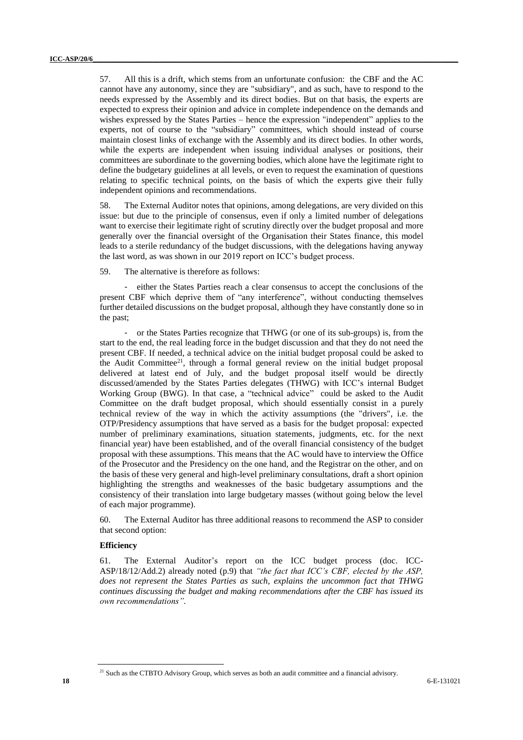57. All this is a drift, which stems from an unfortunate confusion: the CBF and the AC cannot have any autonomy, since they are "subsidiary", and as such, have to respond to the needs expressed by the Assembly and its direct bodies. But on that basis, the experts are expected to express their opinion and advice in complete independence on the demands and wishes expressed by the States Parties – hence the expression "independent" applies to the experts, not of course to the "subsidiary" committees, which should instead of course maintain closest links of exchange with the Assembly and its direct bodies. In other words, while the experts are independent when issuing individual analyses or positions, their committees are subordinate to the governing bodies, which alone have the legitimate right to define the budgetary guidelines at all levels, or even to request the examination of questions relating to specific technical points, on the basis of which the experts give their fully independent opinions and recommendations.

58. The External Auditor notes that opinions, among delegations, are very divided on this issue: but due to the principle of consensus, even if only a limited number of delegations want to exercise their legitimate right of scrutiny directly over the budget proposal and more generally over the financial oversight of the Organisation their States finance, this model leads to a sterile redundancy of the budget discussions, with the delegations having anyway the last word, as was shown in our 2019 report on ICC's budget process.

59. The alternative is therefore as follows:

- either the States Parties reach a clear consensus to accept the conclusions of the present CBF which deprive them of "any interference", without conducting themselves further detailed discussions on the budget proposal, although they have constantly done so in the past;

- or the States Parties recognize that THWG (or one of its sub-groups) is, from the start to the end, the real leading force in the budget discussion and that they do not need the present CBF. If needed, a technical advice on the initial budget proposal could be asked to the Audit Committee[21], through a formal general review on the initial budget proposal delivered at latest end of July, and the budget proposal itself would be directly discussed/amended by the States Parties delegates (THWG) with ICC's internal Budget Working Group (BWG). In that case, a "technical advice" could be asked to the Audit Committee on the draft budget proposal, which should essentially consist in a purely technical review of the way in which the activity assumptions (the "drivers", i.e. the OTP/Presidency assumptions that have served as a basis for the budget proposal: expected number of preliminary examinations, situation statements, judgments, etc. for the next financial year) have been established, and of the overall financial consistency of the budget proposal with these assumptions. This means that the AC would have to interview the Office of the Prosecutor and the Presidency on the one hand, and the Registrar on the other, and on the basis of these very general and high-level preliminary consultations, draft a short opinion highlighting the strengths and weaknesses of the basic budgetary assumptions and the consistency of their translation into large budgetary masses (without going below the level of each major programme).

60. The External Auditor has three additional reasons to recommend the ASP to consider that second option:

**Efficiency**

61. The External Auditor's report on the ICC budget process (doc. ICC-ASP/18/12/Add.2) already noted (p.9) that *"the fact that ICC's CBF, elected by the ASP, does not represent the States Parties as such, explains the uncommon fact that THWG continues discussing the budget and making recommendations after the CBF has issued its own recommendations"*.

---

[21] Such as the CTBTO Advisory Group, which serves as both an audit committee and a financial advisory.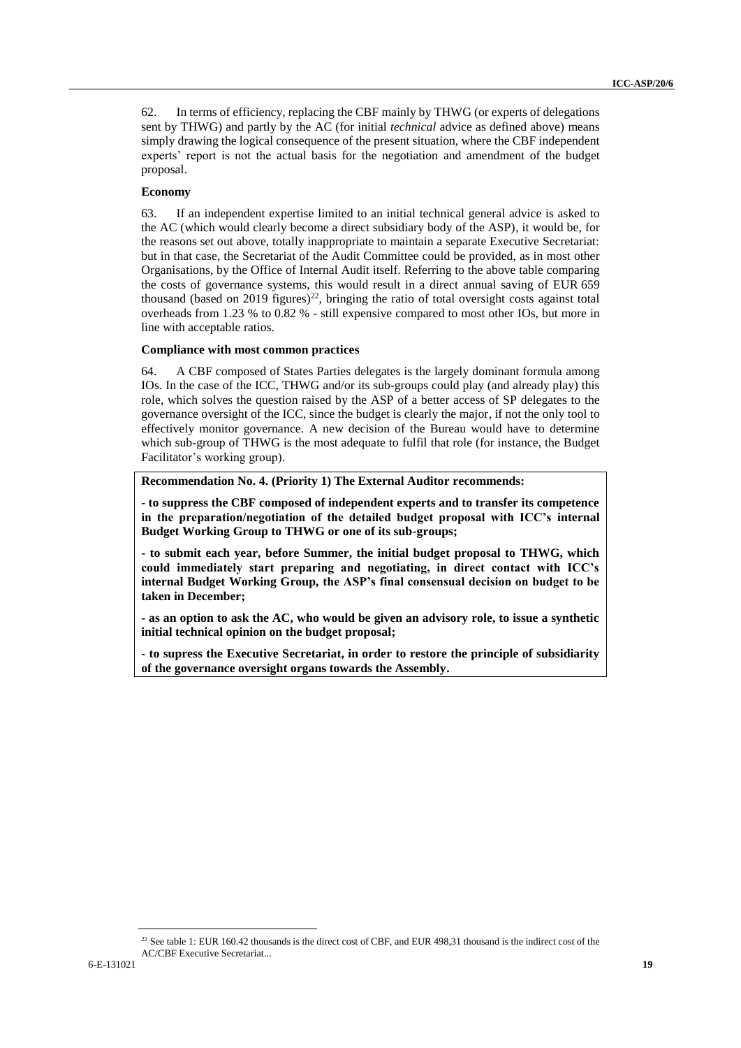62. In terms of efficiency, replacing the CBF mainly by THWG (or experts of delegations sent by THWG) and partly by the AC (for initial *technical* advice as defined above) means simply drawing the logical consequence of the present situation, where the CBF independent experts' report is not the actual basis for the negotiation and amendment of the budget proposal.

**Economy**

63. If an independent expertise limited to an initial technical general advice is asked to the AC (which would clearly become a direct subsidiary body of the ASP), it would be, for the reasons set out above, totally inappropriate to maintain a separate Executive Secretariat: but in that case, the Secretariat of the Audit Committee could be provided, as in most other Organisations, by the Office of Internal Audit itself. Referring to the above table comparing the costs of governance systems, this would result in a direct annual saving of EUR 659 thousand (based on 2019 figures)[22], bringing the ratio of total oversight costs against total overheads from 1.23 % to 0.82 % - still expensive compared to most other IOs, but more in line with acceptable ratios.

**Compliance with most common practices**

64. A CBF composed of States Parties delegates is the largely dominant formula among IOs. In the case of the ICC, THWG and/or its sub-groups could play (and already play) this role, which solves the question raised by the ASP of a better access of SP delegates to the governance oversight of the ICC, since the budget is clearly the major, if not the only tool to effectively monitor governance. A new decision of the Bureau would have to determine which sub-group of THWG is the most adequate to fulfil that role (for instance, the Budget Facilitator's working group).

**Recommendation No. 4. (Priority 1) The External Auditor recommends:**

**- to suppress the CBF composed of independent experts and to transfer its competence in the preparation/negotiation of the detailed budget proposal with ICC's internal Budget Working Group to THWG or one of its sub-groups;**

**- to submit each year, before Summer, the initial budget proposal to THWG, which could immediately start preparing and negotiating, in direct contact with ICC's internal Budget Working Group, the ASP's final consensual decision on budget to be taken in December;**

**- as an option to ask the AC, who would be given an advisory role, to issue a synthetic initial technical opinion on the budget proposal;**

**- to supress the Executive Secretariat, in order to restore the principle of subsidiarity of the governance oversight organs towards the Assembly.**

---

[22] See table 1: EUR 160.42 thousands is the direct cost of CBF, and EUR 498,31 thousand is the indirect cost of the AC/CBF Executive Secretariat...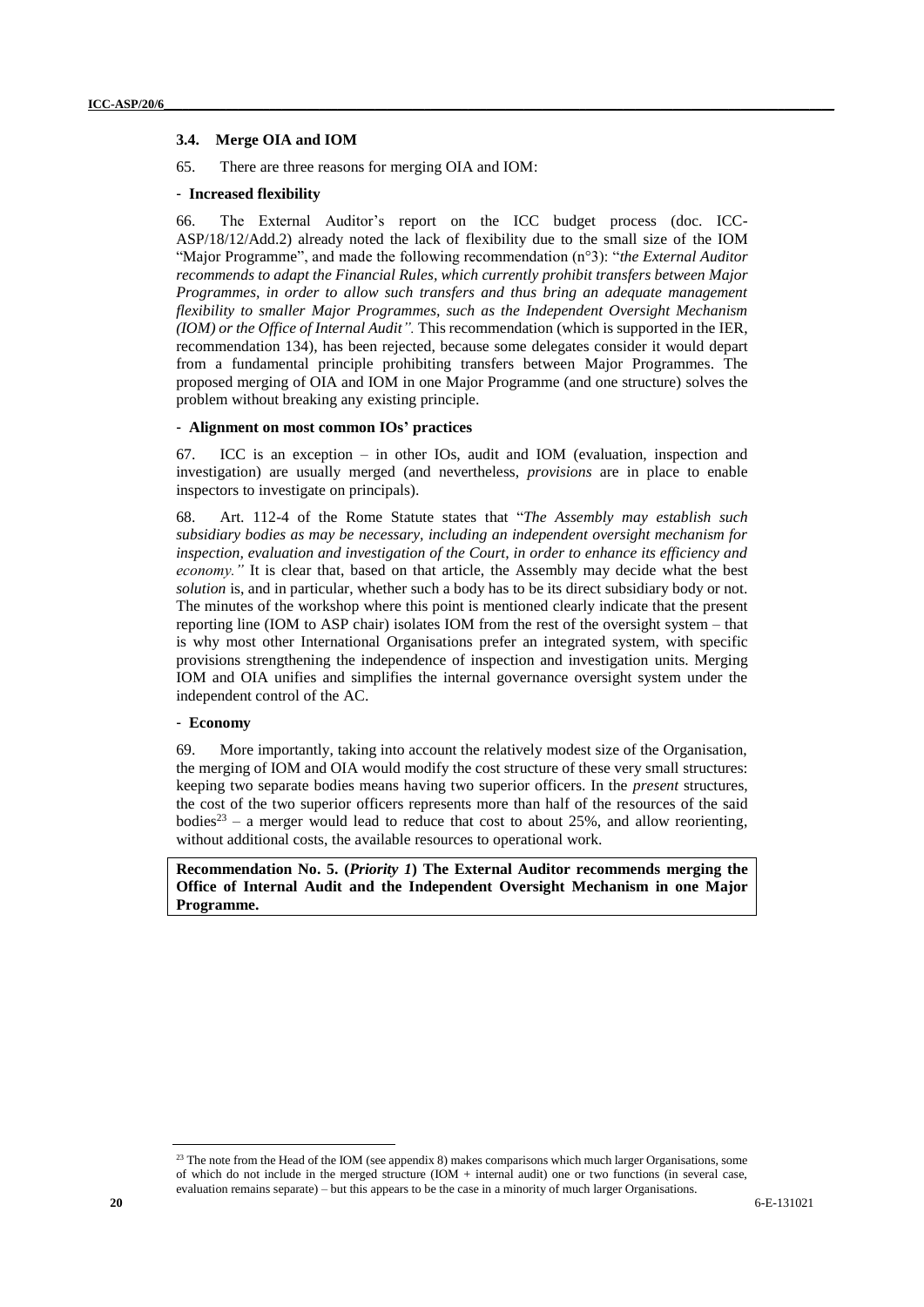### 3.4. Merge OIA and IOM

65. There are three reasons for merging OIA and IOM:

- **Increased flexibility**

66. The External Auditor's report on the ICC budget process (doc. ICC-ASP/18/12/Add.2) already noted the lack of flexibility due to the small size of the IOM "Major Programme", and made the following recommendation (n°3): "*the External Auditor recommends to adapt the Financial Rules, which currently prohibit transfers between Major Programmes, in order to allow such transfers and thus bring an adequate management flexibility to smaller Major Programmes, such as the Independent Oversight Mechanism (IOM) or the Office of Internal Audit".* This recommendation (which is supported in the IER, recommendation 134), has been rejected, because some delegates consider it would depart from a fundamental principle prohibiting transfers between Major Programmes. The proposed merging of OIA and IOM in one Major Programme (and one structure) solves the problem without breaking any existing principle.

- **Alignment on most common IOs' practices**

67. ICC is an exception – in other IOs, audit and IOM (evaluation, inspection and investigation) are usually merged (and nevertheless, *provisions* are in place to enable inspectors to investigate on principals).

68. Art. 112-4 of the Rome Statute states that "*The Assembly may establish such subsidiary bodies as may be necessary, including an independent oversight mechanism for inspection, evaluation and investigation of the Court, in order to enhance its efficiency and economy."* It is clear that, based on that article, the Assembly may decide what the best *solution* is, and in particular, whether such a body has to be its direct subsidiary body or not. The minutes of the workshop where this point is mentioned clearly indicate that the present reporting line (IOM to ASP chair) isolates IOM from the rest of the oversight system – that is why most other International Organisations prefer an integrated system, with specific provisions strengthening the independence of inspection and investigation units. Merging IOM and OIA unifies and simplifies the internal governance oversight system under the independent control of the AC.

- **Economy**

69. More importantly, taking into account the relatively modest size of the Organisation, the merging of IOM and OIA would modify the cost structure of these very small structures: keeping two separate bodies means having two superior officers. In the *present* structures, the cost of the two superior officers represents more than half of the resources of the said bodies[23] – a merger would lead to reduce that cost to about 25%, and allow reorienting, without additional costs, the available resources to operational work.

**Recommendation No. 5. (*Priority 1*) The External Auditor recommends merging the Office of Internal Audit and the Independent Oversight Mechanism in one Major Programme.**

---

[23] The note from the Head of the IOM (see appendix 8) makes comparisons which much larger Organisations, some of which do not include in the merged structure (IOM + internal audit) one or two functions (in several case, evaluation remains separate) – but this appears to be the case in a minority of much larger Organisations.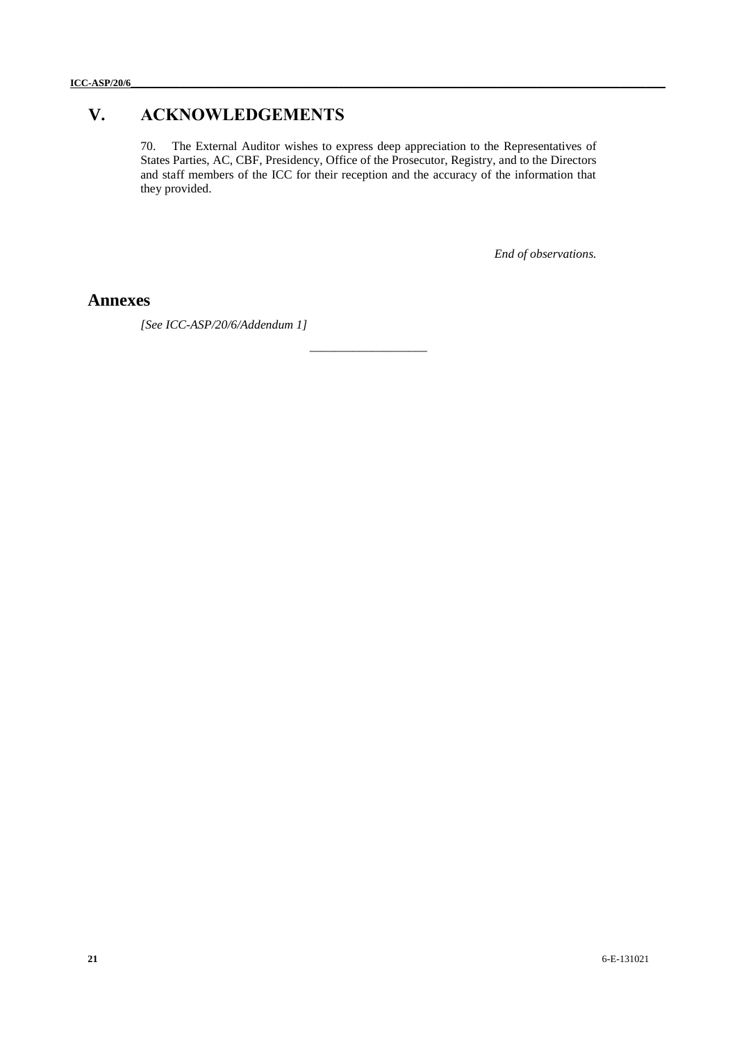# V. ACKNOWLEDGEMENTS

70. The External Auditor wishes to express deep appreciation to the Representatives of States Parties, AC, CBF, Presidency, Office of the Prosecutor, Registry, and to the Directors and staff members of the ICC for their reception and the accuracy of the information that they provided.

*End of observations.*

## Annexes

*[See ICC-ASP/20/6/Addendum 1]*

___________________